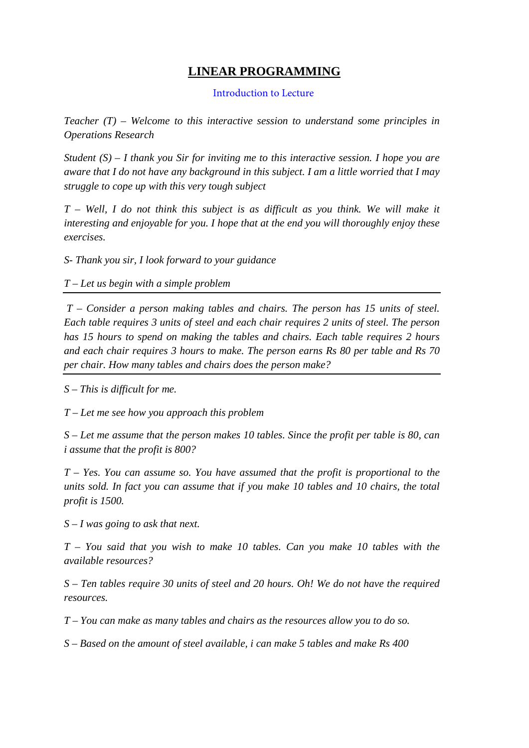# LINEAR PROGRAMMING

Introduction to Lecture

*Teacher (T) – Welcome to this interactive session to understand some principles in Operations Research*

*Student (S) – I thank you Sir for inviting me to this interactive session. I hope you are aware that I do not have any background in this subject. I am a little worried that I may struggle to cope up with this very tough subject*

*T – Well, I do not think this subject is as difficult as you think. We will make it interesting and enjoyable for you. I hope that at the end you will thoroughly enjoy these exercises.*

*S- Thank you sir, I look forward to your guidance*

*T – Let us begin with a simple problem*

---

*T – Consider a person making tables and chairs. The person has 15 units of steel. Each table requires 3 units of steel and each chair requires 2 units of steel. The person has 15 hours to spend on making the tables and chairs. Each table requires 2 hours and each chair requires 3 hours to make. The person earns Rs 80 per table and Rs 70 per chair. How many tables and chairs does the person make?*

---

*S – This is difficult for me.*

*T – Let me see how you approach this problem*

*S – Let me assume that the person makes 10 tables. Since the profit per table is 80, can i assume that the profit is 800?*

*T – Yes. You can assume so. You have assumed that the profit is proportional to the units sold. In fact you can assume that if you make 10 tables and 10 chairs, the total profit is 1500.*

*S – I was going to ask that next.*

*T – You said that you wish to make 10 tables. Can you make 10 tables with the available resources?*

*S – Ten tables require 30 units of steel and 20 hours. Oh! We do not have the required resources.*

*T – You can make as many tables and chairs as the resources allow you to do so.*

*S – Based on the amount of steel available, i can make 5 tables and make Rs 400*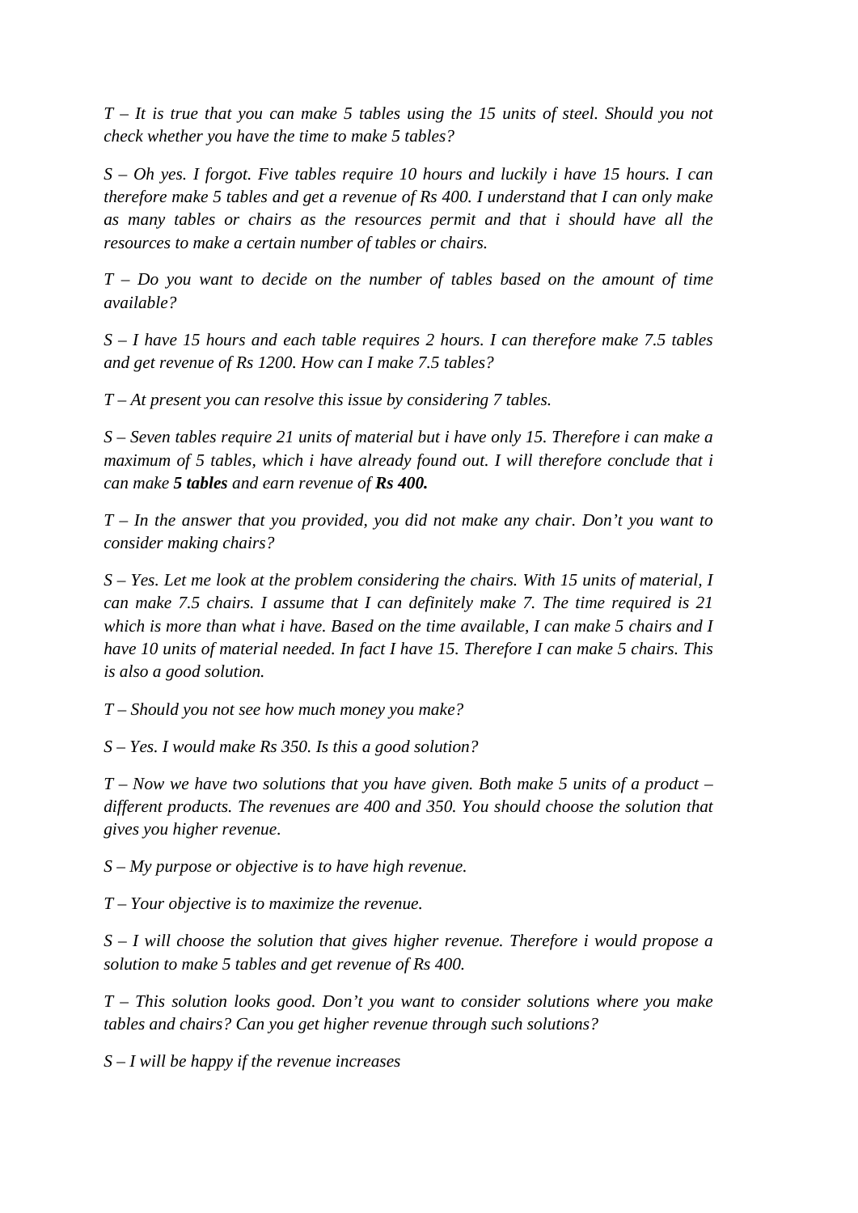*T – It is true that you can make 5 tables using the 15 units of steel. Should you not check whether you have the time to make 5 tables?*

*S – Oh yes. I forgot. Five tables require 10 hours and luckily i have 15 hours. I can therefore make 5 tables and get a revenue of Rs 400. I understand that I can only make as many tables or chairs as the resources permit and that i should have all the resources to make a certain number of tables or chairs.*

*T – Do you want to decide on the number of tables based on the amount of time available?*

*S – I have 15 hours and each table requires 2 hours. I can therefore make 7.5 tables and get revenue of Rs 1200. How can I make 7.5 tables?*

*T – At present you can resolve this issue by considering 7 tables.*

*S – Seven tables require 21 units of material but i have only 15. Therefore i can make a maximum of 5 tables, which i have already found out. I will therefore conclude that i can make **5 tables** and earn revenue of **Rs 400.***

*T – In the answer that you provided, you did not make any chair. Don't you want to consider making chairs?*

*S – Yes. Let me look at the problem considering the chairs. With 15 units of material, I can make 7.5 chairs. I assume that I can definitely make 7. The time required is 21 which is more than what i have. Based on the time available, I can make 5 chairs and I have 10 units of material needed. In fact I have 15. Therefore I can make 5 chairs. This is also a good solution.*

*T – Should you not see how much money you make?*

*S – Yes. I would make Rs 350. Is this a good solution?*

*T – Now we have two solutions that you have given. Both make 5 units of a product – different products. The revenues are 400 and 350. You should choose the solution that gives you higher revenue.*

*S – My purpose or objective is to have high revenue.*

*T – Your objective is to maximize the revenue.*

*S – I will choose the solution that gives higher revenue. Therefore i would propose a solution to make 5 tables and get revenue of Rs 400.*

*T – This solution looks good. Don't you want to consider solutions where you make tables and chairs? Can you get higher revenue through such solutions?*

*S – I will be happy if the revenue increases*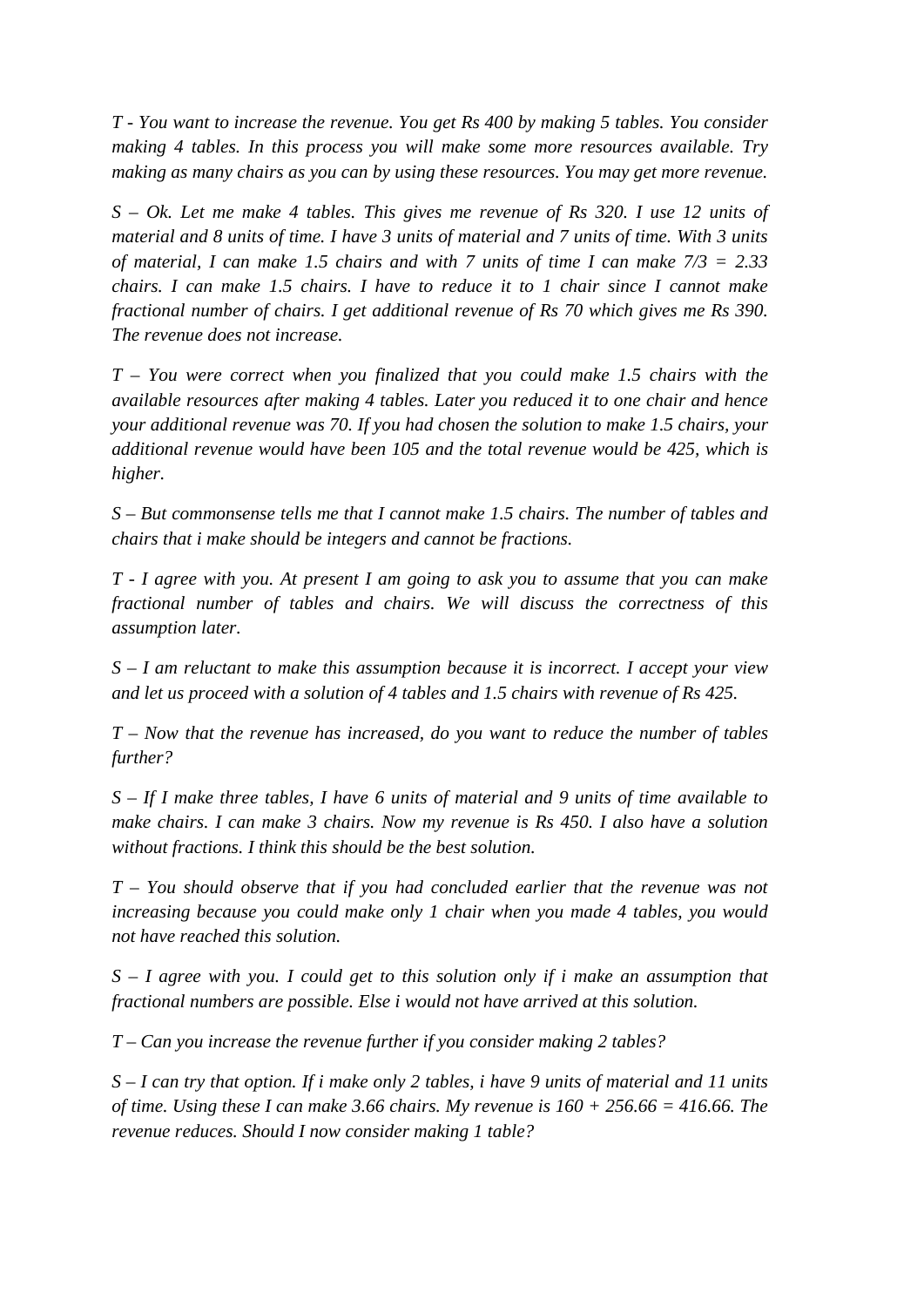*T - You want to increase the revenue. You get Rs 400 by making 5 tables. You consider making 4 tables. In this process you will make some more resources available. Try making as many chairs as you can by using these resources. You may get more revenue.*

*S – Ok. Let me make 4 tables. This gives me revenue of Rs 320. I use 12 units of material and 8 units of time. I have 3 units of material and 7 units of time. With 3 units of material, I can make 1.5 chairs and with 7 units of time I can make 7/3 = 2.33 chairs. I can make 1.5 chairs. I have to reduce it to 1 chair since I cannot make fractional number of chairs. I get additional revenue of Rs 70 which gives me Rs 390. The revenue does not increase.*

*T – You were correct when you finalized that you could make 1.5 chairs with the available resources after making 4 tables. Later you reduced it to one chair and hence your additional revenue was 70. If you had chosen the solution to make 1.5 chairs, your additional revenue would have been 105 and the total revenue would be 425, which is higher.*

*S – But commonsense tells me that I cannot make 1.5 chairs. The number of tables and chairs that i make should be integers and cannot be fractions.*

*T - I agree with you. At present I am going to ask you to assume that you can make fractional number of tables and chairs. We will discuss the correctness of this assumption later.*

*S – I am reluctant to make this assumption because it is incorrect. I accept your view and let us proceed with a solution of 4 tables and 1.5 chairs with revenue of Rs 425.*

*T – Now that the revenue has increased, do you want to reduce the number of tables further?*

*S – If I make three tables, I have 6 units of material and 9 units of time available to make chairs. I can make 3 chairs. Now my revenue is Rs 450. I also have a solution without fractions. I think this should be the best solution.*

*T – You should observe that if you had concluded earlier that the revenue was not increasing because you could make only 1 chair when you made 4 tables, you would not have reached this solution.*

*S – I agree with you. I could get to this solution only if i make an assumption that fractional numbers are possible. Else i would not have arrived at this solution.*

*T – Can you increase the revenue further if you consider making 2 tables?*

*S – I can try that option. If i make only 2 tables, i have 9 units of material and 11 units of time. Using these I can make 3.66 chairs. My revenue is 160 + 256.66 = 416.66. The revenue reduces. Should I now consider making 1 table?*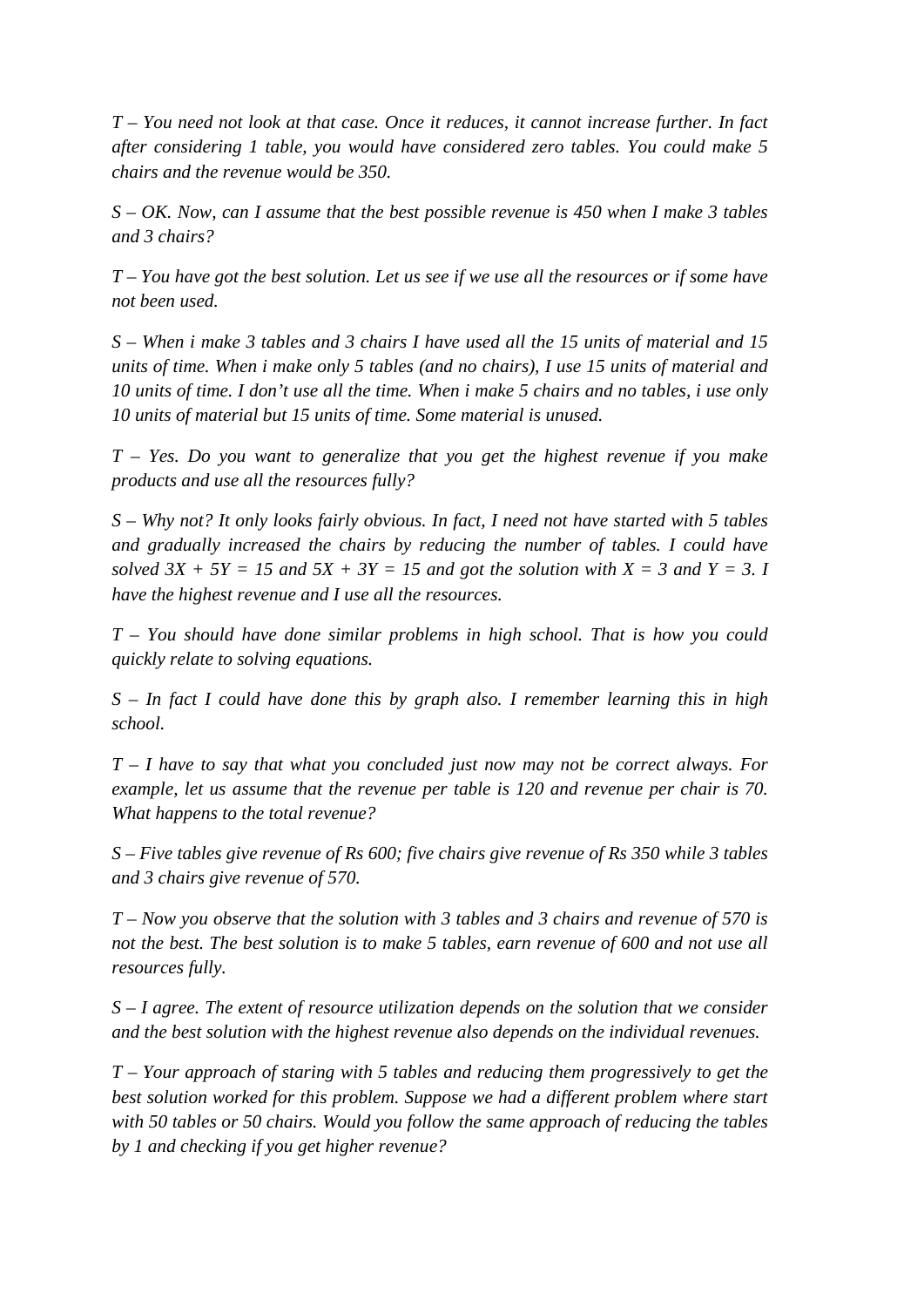*T – You need not look at that case. Once it reduces, it cannot increase further. In fact after considering 1 table, you would have considered zero tables. You could make 5 chairs and the revenue would be 350.*

*S – OK. Now, can I assume that the best possible revenue is 450 when I make 3 tables and 3 chairs?*

*T – You have got the best solution. Let us see if we use all the resources or if some have not been used.*

*S – When i make 3 tables and 3 chairs I have used all the 15 units of material and 15 units of time. When i make only 5 tables (and no chairs), I use 15 units of material and 10 units of time. I don't use all the time. When i make 5 chairs and no tables, i use only 10 units of material but 15 units of time. Some material is unused.*

*T – Yes. Do you want to generalize that you get the highest revenue if you make products and use all the resources fully?*

*S – Why not? It only looks fairly obvious. In fact, I need not have started with 5 tables and gradually increased the chairs by reducing the number of tables. I could have solved $3X + 5Y = 15$ and $5X + 3Y = 15$ and got the solution with $X = 3$ and $Y = 3$. I have the highest revenue and I use all the resources.*

*T – You should have done similar problems in high school. That is how you could quickly relate to solving equations.*

*S – In fact I could have done this by graph also. I remember learning this in high school.*

*T – I have to say that what you concluded just now may not be correct always. For example, let us assume that the revenue per table is 120 and revenue per chair is 70. What happens to the total revenue?*

*S – Five tables give revenue of Rs 600; five chairs give revenue of Rs 350 while 3 tables and 3 chairs give revenue of 570.*

*T – Now you observe that the solution with 3 tables and 3 chairs and revenue of 570 is not the best. The best solution is to make 5 tables, earn revenue of 600 and not use all resources fully.*

*S – I agree. The extent of resource utilization depends on the solution that we consider and the best solution with the highest revenue also depends on the individual revenues.*

*T – Your approach of staring with 5 tables and reducing them progressively to get the best solution worked for this problem. Suppose we had a different problem where start with 50 tables or 50 chairs. Would you follow the same approach of reducing the tables by 1 and checking if you get higher revenue?*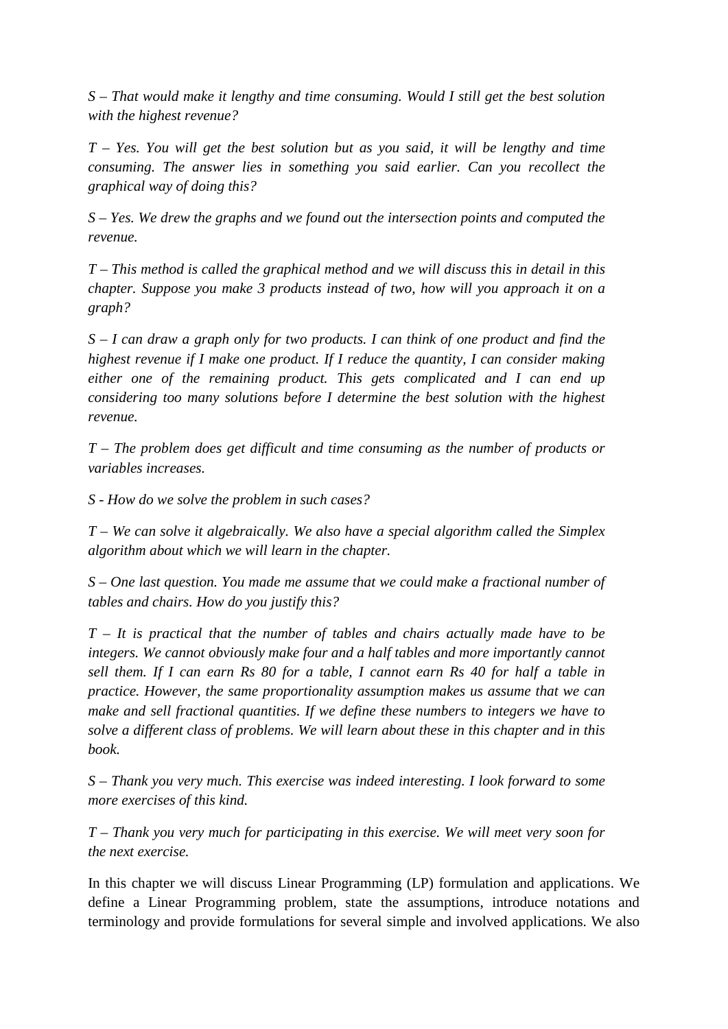*S – That would make it lengthy and time consuming. Would I still get the best solution with the highest revenue?*

*T – Yes. You will get the best solution but as you said, it will be lengthy and time consuming. The answer lies in something you said earlier. Can you recollect the graphical way of doing this?*

*S – Yes. We drew the graphs and we found out the intersection points and computed the revenue.*

*T – This method is called the graphical method and we will discuss this in detail in this chapter. Suppose you make 3 products instead of two, how will you approach it on a graph?*

*S – I can draw a graph only for two products. I can think of one product and find the highest revenue if I make one product. If I reduce the quantity, I can consider making either one of the remaining product. This gets complicated and I can end up considering too many solutions before I determine the best solution with the highest revenue.*

*T – The problem does get difficult and time consuming as the number of products or variables increases.*

*S - How do we solve the problem in such cases?*

*T – We can solve it algebraically. We also have a special algorithm called the Simplex algorithm about which we will learn in the chapter.*

*S – One last question. You made me assume that we could make a fractional number of tables and chairs. How do you justify this?*

*T – It is practical that the number of tables and chairs actually made have to be integers. We cannot obviously make four and a half tables and more importantly cannot sell them. If I can earn Rs 80 for a table, I cannot earn Rs 40 for half a table in practice. However, the same proportionality assumption makes us assume that we can make and sell fractional quantities. If we define these numbers to integers we have to solve a different class of problems. We will learn about these in this chapter and in this book.*

*S – Thank you very much. This exercise was indeed interesting. I look forward to some more exercises of this kind.*

*T – Thank you very much for participating in this exercise. We will meet very soon for the next exercise.*

In this chapter we will discuss Linear Programming (LP) formulation and applications. We define a Linear Programming problem, state the assumptions, introduce notations and terminology and provide formulations for several simple and involved applications. We also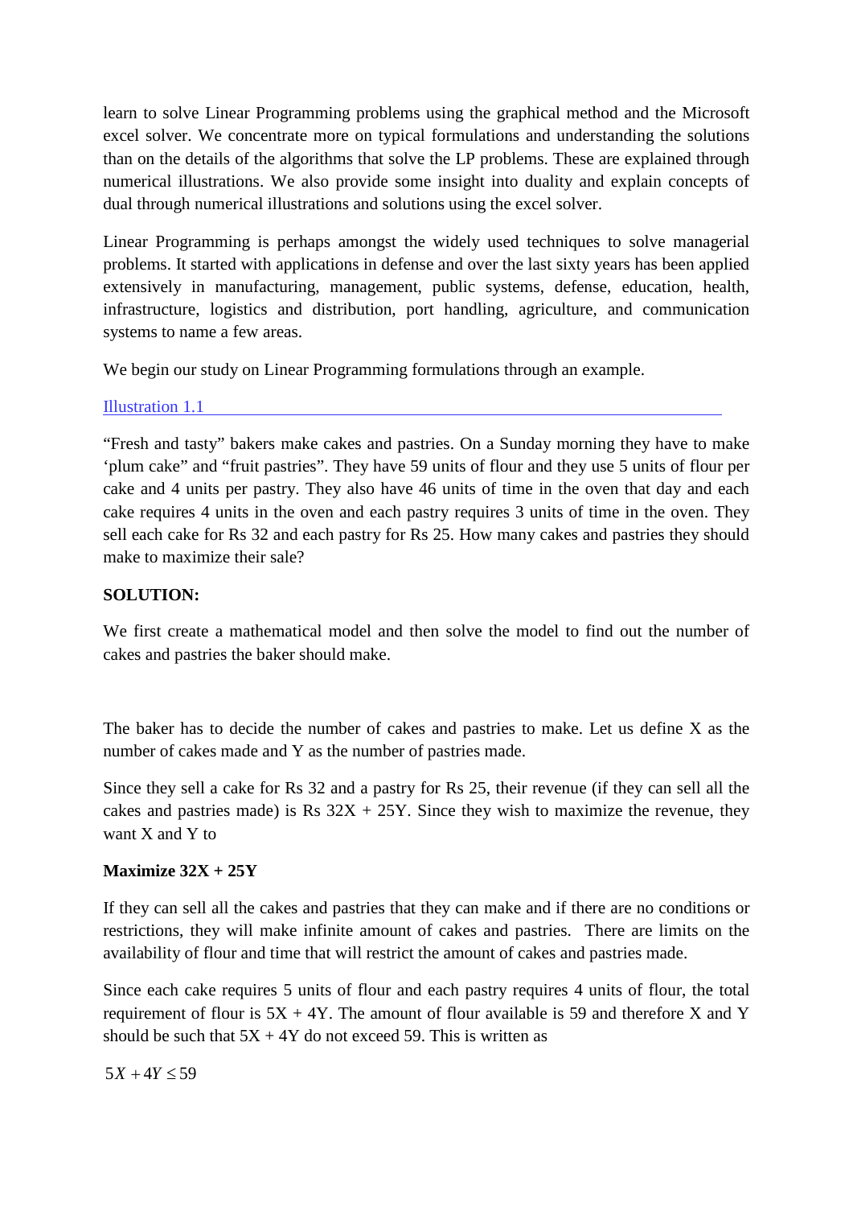learn to solve Linear Programming problems using the graphical method and the Microsoft excel solver. We concentrate more on typical formulations and understanding the solutions than on the details of the algorithms that solve the LP problems. These are explained through numerical illustrations. We also provide some insight into duality and explain concepts of dual through numerical illustrations and solutions using the excel solver.

Linear Programming is perhaps amongst the widely used techniques to solve managerial problems. It started with applications in defense and over the last sixty years has been applied extensively in manufacturing, management, public systems, defense, education, health, infrastructure, logistics and distribution, port handling, agriculture, and communication systems to name a few areas.

We begin our study on Linear Programming formulations through an example.

### Illustration 1.1

"Fresh and tasty" bakers make cakes and pastries. On a Sunday morning they have to make 'plum cake" and "fruit pastries". They have 59 units of flour and they use 5 units of flour per cake and 4 units per pastry. They also have 46 units of time in the oven that day and each cake requires 4 units in the oven and each pastry requires 3 units of time in the oven. They sell each cake for Rs 32 and each pastry for Rs 25. How many cakes and pastries they should make to maximize their sale?

**SOLUTION:**

We first create a mathematical model and then solve the model to find out the number of cakes and pastries the baker should make.

The baker has to decide the number of cakes and pastries to make. Let us define X as the number of cakes made and Y as the number of pastries made.

Since they sell a cake for Rs 32 and a pastry for Rs 25, their revenue (if they can sell all the cakes and pastries made) is Rs 32X + 25Y. Since they wish to maximize the revenue, they want X and Y to

**Maximize 32X + 25Y**

If they can sell all the cakes and pastries that they can make and if there are no conditions or restrictions, they will make infinite amount of cakes and pastries. There are limits on the availability of flour and time that will restrict the amount of cakes and pastries made.

Since each cake requires 5 units of flour and each pastry requires 4 units of flour, the total requirement of flour is 5X + 4Y. The amount of flour available is 59 and therefore X and Y should be such that 5X + 4Y do not exceed 59. This is written as

$$5X + 4Y \leq 59$$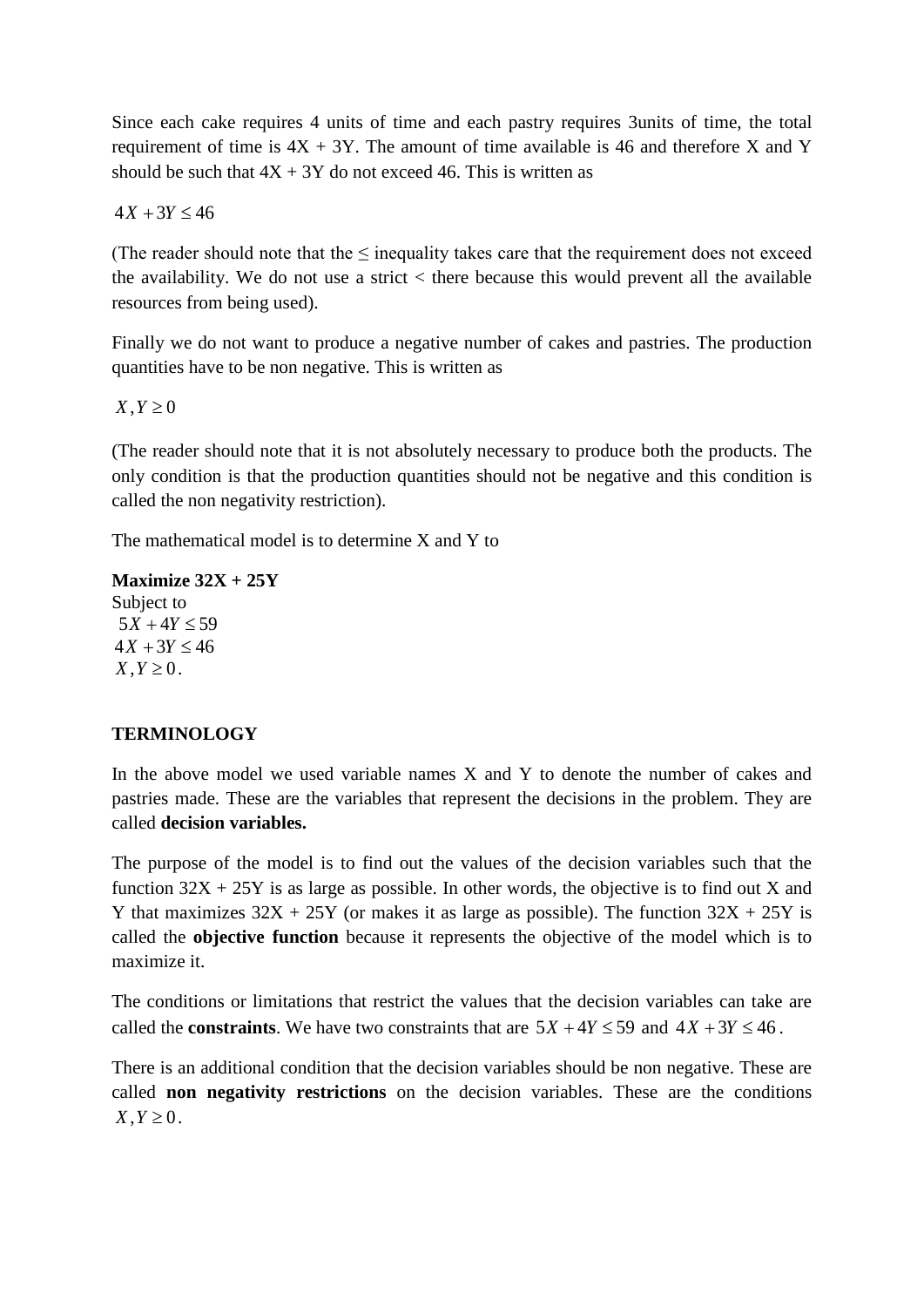Since each cake requires 4 units of time and each pastry requires 3units of time, the total requirement of time is 4X + 3Y. The amount of time available is 46 and therefore X and Y should be such that 4X + 3Y do not exceed 46. This is written as

$$4X + 3Y \leq 46$$

(The reader should note that the ≤ inequality takes care that the requirement does not exceed the availability. We do not use a strict < there because this would prevent all the available resources from being used).

Finally we do not want to produce a negative number of cakes and pastries. The production quantities have to be non negative. This is written as

$$X, Y \geq 0$$

(The reader should note that it is not absolutely necessary to produce both the products. The only condition is that the production quantities should not be negative and this condition is called the non negativity restriction).

The mathematical model is to determine X and Y to

**Maximize 32X + 25Y**
Subject to

$$5X + 4Y \leq 59$$
$$4X + 3Y \leq 46$$
$$X, Y \geq 0.$$

**TERMINOLOGY**

In the above model we used variable names X and Y to denote the number of cakes and pastries made. These are the variables that represent the decisions in the problem. They are called **decision variables.**

The purpose of the model is to find out the values of the decision variables such that the function 32X + 25Y is as large as possible. In other words, the objective is to find out X and Y that maximizes 32X + 25Y (or makes it as large as possible). The function 32X + 25Y is called the **objective function** because it represents the objective of the model which is to maximize it.

The conditions or limitations that restrict the values that the decision variables can take are called the **constraints**. We have two constraints that are $5X + 4Y \leq 59$ and $4X + 3Y \leq 46$.

There is an additional condition that the decision variables should be non negative. These are called **non negativity restrictions** on the decision variables. These are the conditions $X, Y \geq 0$.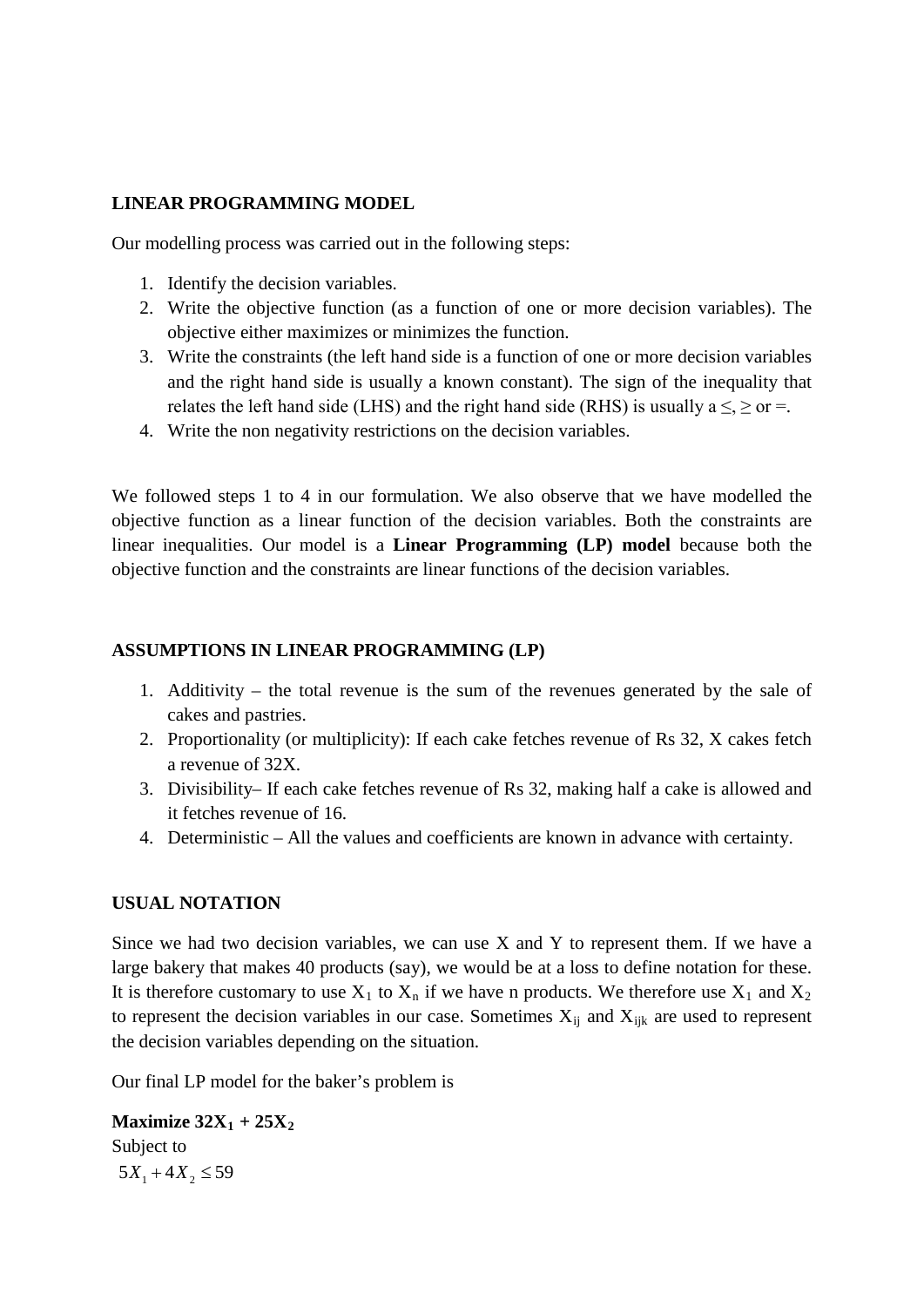**LINEAR PROGRAMMING MODEL**

Our modelling process was carried out in the following steps:

1. Identify the decision variables.
2. Write the objective function (as a function of one or more decision variables). The objective either maximizes or minimizes the function.
3. Write the constraints (the left hand side is a function of one or more decision variables and the right hand side is usually a known constant). The sign of the inequality that relates the left hand side (LHS) and the right hand side (RHS) is usually a ≤, ≥ or =.
4. Write the non negativity restrictions on the decision variables.

We followed steps 1 to 4 in our formulation. We also observe that we have modelled the objective function as a linear function of the decision variables. Both the constraints are linear inequalities. Our model is a **Linear Programming (LP) model** because both the objective function and the constraints are linear functions of the decision variables.

**ASSUMPTIONS IN LINEAR PROGRAMMING (LP)**

1. Additivity – the total revenue is the sum of the revenues generated by the sale of cakes and pastries.
2. Proportionality (or multiplicity): If each cake fetches revenue of Rs 32, X cakes fetch a revenue of 32X.
3. Divisibility– If each cake fetches revenue of Rs 32, making half a cake is allowed and it fetches revenue of 16.
4. Deterministic – All the values and coefficients are known in advance with certainty.

**USUAL NOTATION**

Since we had two decision variables, we can use X and Y to represent them. If we have a large bakery that makes 40 products (say), we would be at a loss to define notation for these. It is therefore customary to use $X_1$ to $X_n$ if we have n products. We therefore use $X_1$ and $X_2$ to represent the decision variables in our case. Sometimes $X_{ij}$ and $X_{ijk}$ are used to represent the decision variables depending on the situation.

Our final LP model for the baker's problem is

**Maximize $32X_1 + 25X_2$**
Subject to

$$5X_1 + 4X_2 \leq 59$$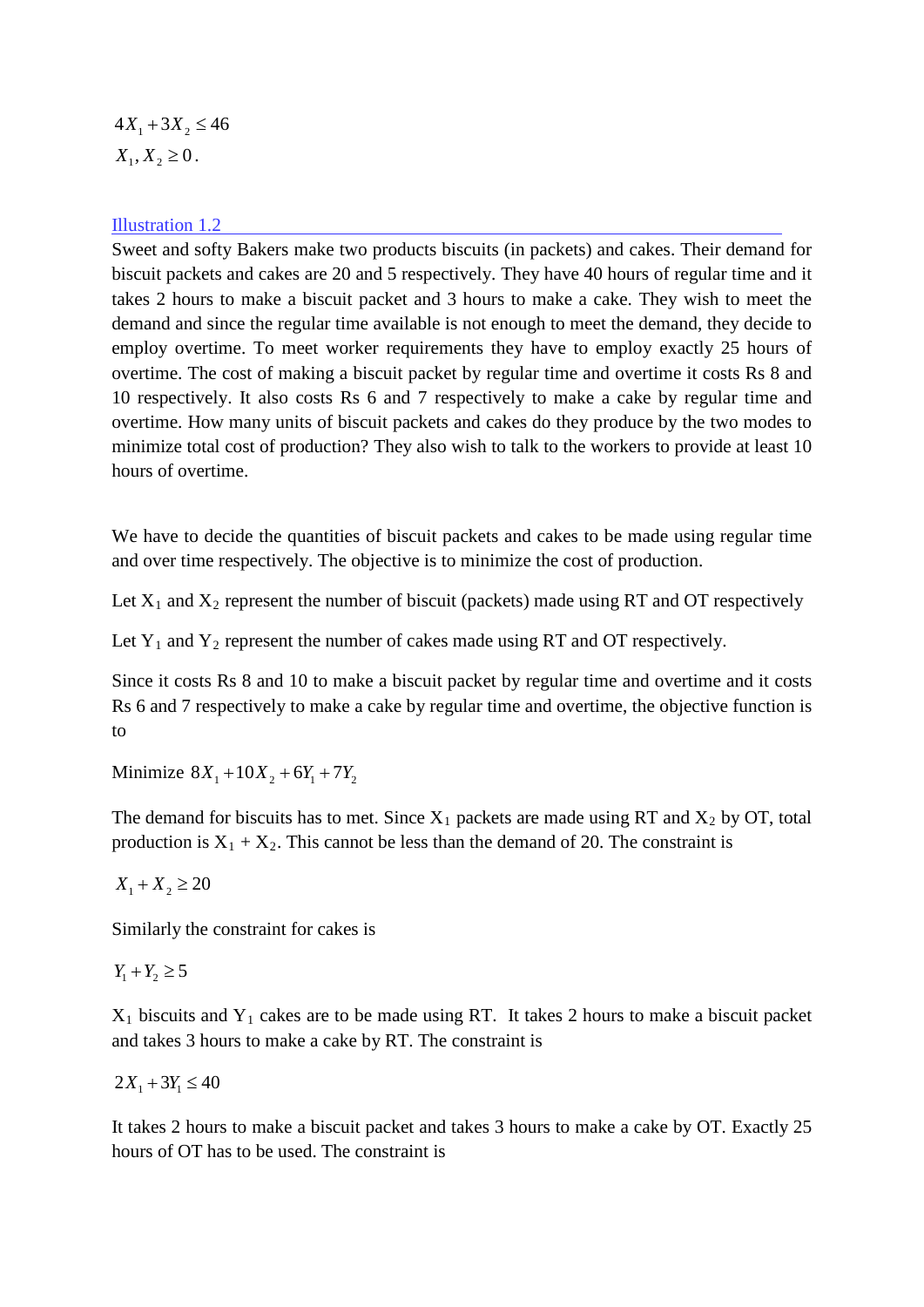$$4X_1 + 3X_2 \leq 46$$

$$X_1, X_2 \geq 0.$$

### Illustration 1.2

Sweet and softy Bakers make two products biscuits (in packets) and cakes. Their demand for biscuit packets and cakes are 20 and 5 respectively. They have 40 hours of regular time and it takes 2 hours to make a biscuit packet and 3 hours to make a cake. They wish to meet the demand and since the regular time available is not enough to meet the demand, they decide to employ overtime. To meet worker requirements they have to employ exactly 25 hours of overtime. The cost of making a biscuit packet by regular time and overtime it costs Rs 8 and 10 respectively. It also costs Rs 6 and 7 respectively to make a cake by regular time and overtime. How many units of biscuit packets and cakes do they produce by the two modes to minimize total cost of production? They also wish to talk to the workers to provide at least 10 hours of overtime.

We have to decide the quantities of biscuit packets and cakes to be made using regular time and over time respectively. The objective is to minimize the cost of production.

Let $X_1$ and $X_2$ represent the number of biscuit (packets) made using RT and OT respectively

Let $Y_1$ and $Y_2$ represent the number of cakes made using RT and OT respectively.

Since it costs Rs 8 and 10 to make a biscuit packet by regular time and overtime and it costs Rs 6 and 7 respectively to make a cake by regular time and overtime, the objective function is to

Minimize $8X_1 + 10X_2 + 6Y_1 + 7Y_2$

The demand for biscuits has to met. Since $X_1$ packets are made using RT and $X_2$ by OT, total production is $X_1 + X_2$. This cannot be less than the demand of 20. The constraint is

$$X_1 + X_2 \geq 20$$

Similarly the constraint for cakes is

$$Y_1 + Y_2 \geq 5$$

$X_1$ biscuits and $Y_1$ cakes are to be made using RT. It takes 2 hours to make a biscuit packet and takes 3 hours to make a cake by RT. The constraint is

$$2X_1 + 3Y_1 \leq 40$$

It takes 2 hours to make a biscuit packet and takes 3 hours to make a cake by OT. Exactly 25 hours of OT has to be used. The constraint is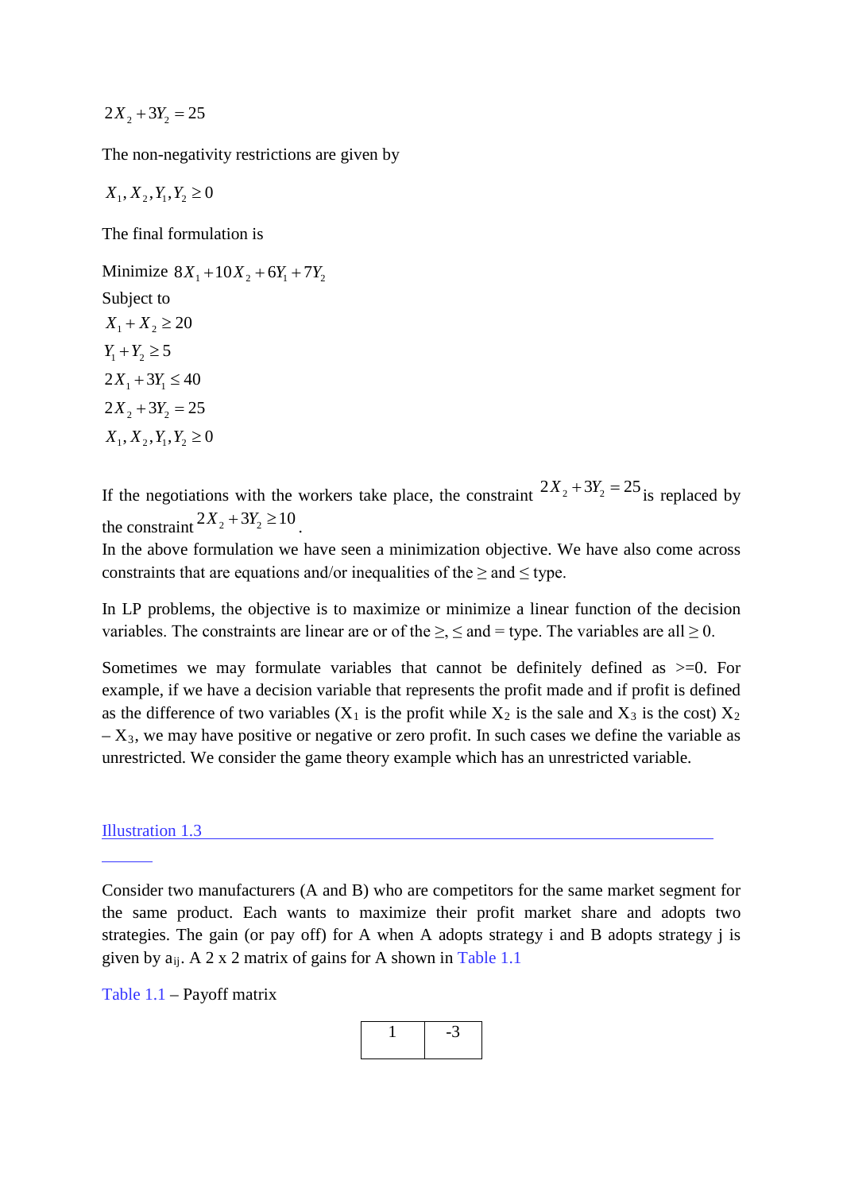$$2X_2 + 3Y_2 = 25$$

The non-negativity restrictions are given by

$$X_1, X_2, Y_1, Y_2 \geq 0$$

The final formulation is

Minimize $8X_1 + 10X_2 + 6Y_1 + 7Y_2$

Subject to

$X_1 + X_2 \geq 20$

$Y_1 + Y_2 \geq 5$

$2X_1 + 3Y_1 \leq 40$

$2X_2 + 3Y_2 = 25$

$X_1, X_2, Y_1, Y_2 \geq 0$

If the negotiations with the workers take place, the constraint $2X_2 + 3Y_2 = 25$ is replaced by the constraint $2X_2 + 3Y_2 \geq 10$.

In the above formulation we have seen a minimization objective. We have also come across constraints that are equations and/or inequalities of the $\geq$ and $\leq$ type.

In LP problems, the objective is to maximize or minimize a linear function of the decision variables. The constraints are linear are or of the $\geq$, $\leq$ and = type. The variables are all $\geq 0$.

Sometimes we may formulate variables that cannot be definitely defined as >=0. For example, if we have a decision variable that represents the profit made and if profit is defined as the difference of two variables ($X_1$ is the profit while $X_2$ is the sale and $X_3$ is the cost) $X_2 - X_3$, we may have positive or negative or zero profit. In such cases we define the variable as unrestricted. We consider the game theory example which has an unrestricted variable.

### Illustration 1.3

Consider two manufacturers (A and B) who are competitors for the same market segment for the same product. Each wants to maximize their profit market share and adopts two strategies. The gain (or pay off) for A when A adopts strategy i and B adopts strategy j is given by $a_{ij}$. A 2 x 2 matrix of gains for A shown in Table 1.1

Table 1.1 – Payoff matrix

| | |
|---|---|
| 1 | -3 |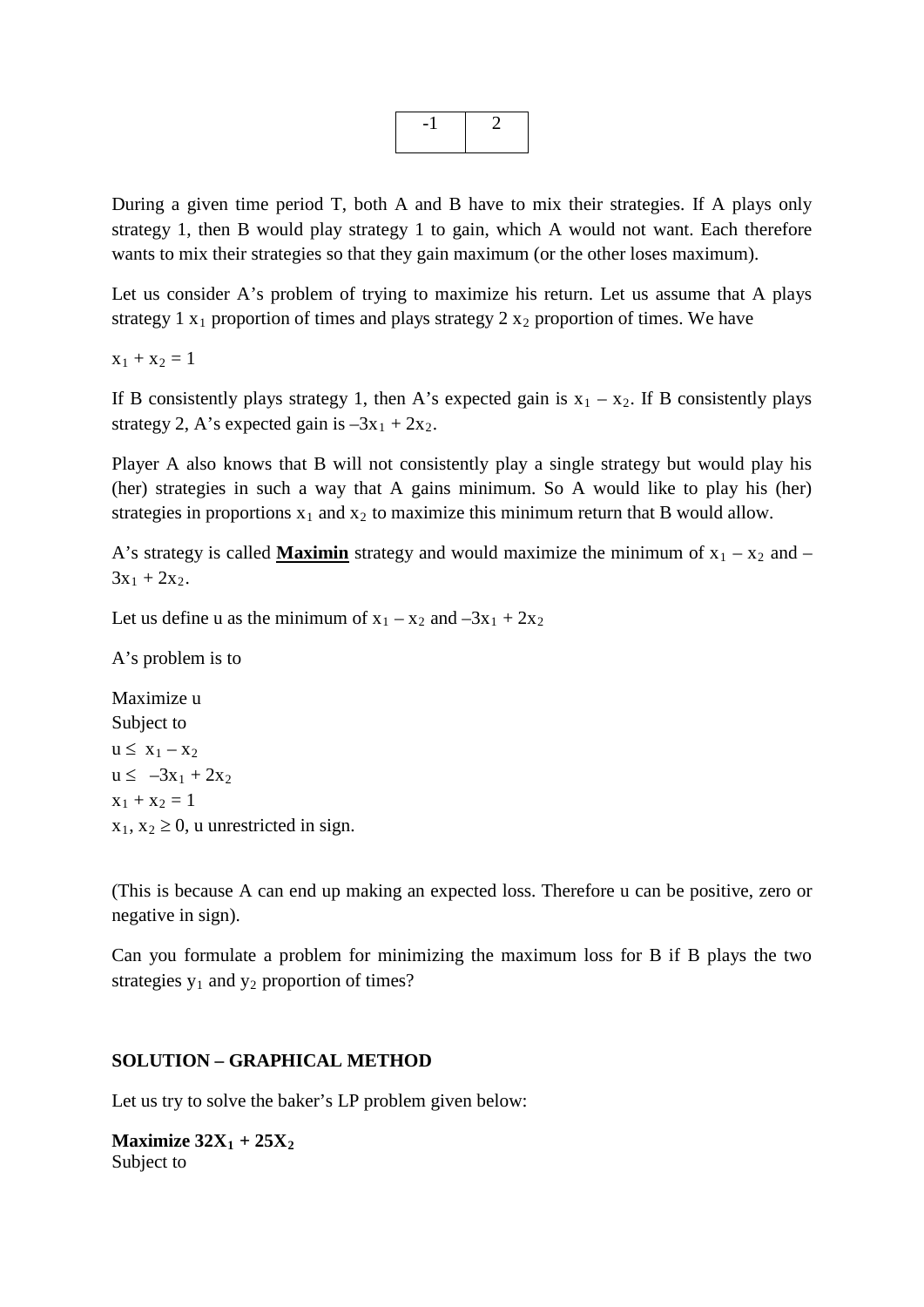| -1 | 2 |
|---|---|

During a given time period T, both A and B have to mix their strategies. If A plays only strategy 1, then B would play strategy 1 to gain, which A would not want. Each therefore wants to mix their strategies so that they gain maximum (or the other loses maximum).

Let us consider A's problem of trying to maximize his return. Let us assume that A plays strategy 1 $x_1$ proportion of times and plays strategy 2 $x_2$ proportion of times. We have

$x_1 + x_2 = 1$

If B consistently plays strategy 1, then A's expected gain is $x_1 – x_2$. If B consistently plays strategy 2, A's expected gain is $–3x_1 + 2x_2$.

Player A also knows that B will not consistently play a single strategy but would play his (her) strategies in such a way that A gains minimum. So A would like to play his (her) strategies in proportions $x_1$ and $x_2$ to maximize this minimum return that B would allow.

A's strategy is called **<u>Maximin</u>** strategy and would maximize the minimum of $x_1 – x_2$ and $–3x_1 + 2x_2$.

Let us define u as the minimum of $x_1 – x_2$ and $–3x_1 + 2x_2$

A's problem is to

Maximize u
Subject to
$u \leq x_1 – x_2$
$u \leq –3x_1 + 2x_2$
$x_1 + x_2 = 1$
$x_1, x_2 \geq 0$, u unrestricted in sign.

(This is because A can end up making an expected loss. Therefore u can be positive, zero or negative in sign).

Can you formulate a problem for minimizing the maximum loss for B if B plays the two strategies $y_1$ and $y_2$ proportion of times?

**SOLUTION – GRAPHICAL METHOD**

Let us try to solve the baker's LP problem given below:

**Maximize $32X_1 + 25X_2$**
Subject to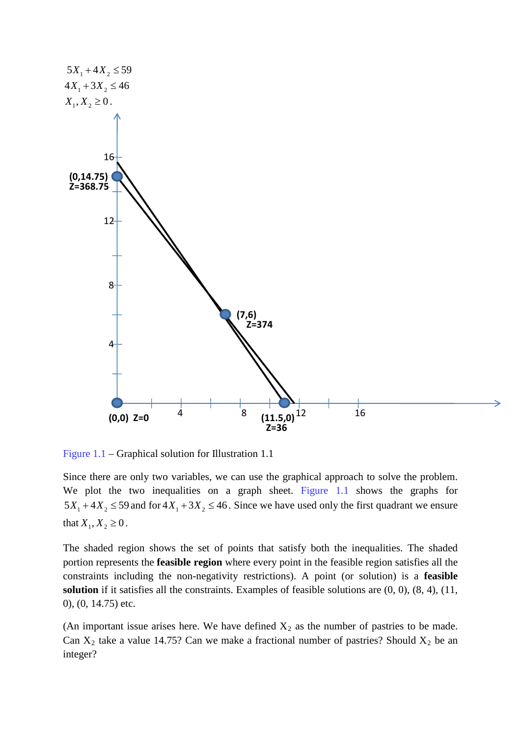$$5X_1 + 4X_2 \le 59$$
$$4X_1 + 3X_2 \le 46$$
$$X_1, X_2 \ge 0.$$

Figure 1.1 – Graphical solution for Illustration 1.1

Since there are only two variables, we can use the graphical approach to solve the problem. We plot the two inequalities on a graph sheet. Figure 1.1 shows the graphs for $5X_1 + 4X_2 \le 59$ and for $4X_1 + 3X_2 \le 46$. Since we have used only the first quadrant we ensure that $X_1, X_2 \ge 0$.

The shaded region shows the set of points that satisfy both the inequalities. The shaded portion represents the **feasible region** where every point in the feasible region satisfies all the constraints including the non-negativity restrictions). A point (or solution) is a **feasible solution** if it satisfies all the constraints. Examples of feasible solutions are (0, 0), (8, 4), (11, 0), (0, 14.75) etc.

(An important issue arises here. We have defined $X_2$ as the number of pastries to be made. Can $X_2$ take a value 14.75? Can we make a fractional number of pastries? Should $X_2$ be an integer?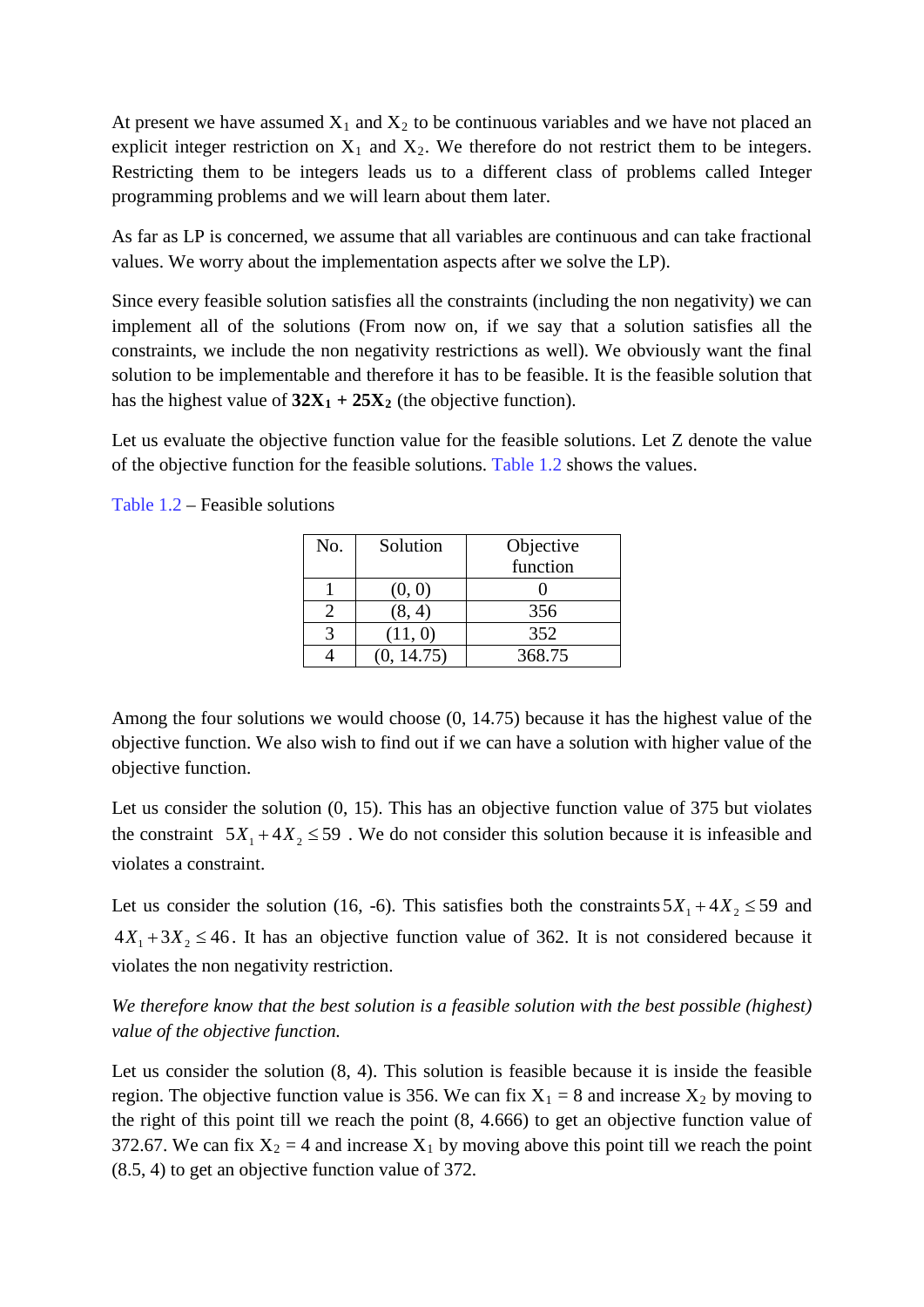At present we have assumed $X_1$ and $X_2$ to be continuous variables and we have not placed an explicit integer restriction on $X_1$ and $X_2$. We therefore do not restrict them to be integers. Restricting them to be integers leads us to a different class of problems called Integer programming problems and we will learn about them later.

As far as LP is concerned, we assume that all variables are continuous and can take fractional values. We worry about the implementation aspects after we solve the LP).

Since every feasible solution satisfies all the constraints (including the non negativity) we can implement all of the solutions (From now on, if we say that a solution satisfies all the constraints, we include the non negativity restrictions as well). We obviously want the final solution to be implementable and therefore it has to be feasible. It is the feasible solution that has the highest value of $\mathbf{32X_1 + 25X_2}$ (the objective function).

Let us evaluate the objective function value for the feasible solutions. Let Z denote the value of the objective function for the feasible solutions. Table 1.2 shows the values.

Table 1.2 – Feasible solutions

| No. | Solution | Objective function |
|---|---|---|
| 1 | (0, 0) | 0 |
| 2 | (8, 4) | 356 |
| 3 | (11, 0) | 352 |
| 4 | (0, 14.75) | 368.75 |

Among the four solutions we would choose (0, 14.75) because it has the highest value of the objective function. We also wish to find out if we can have a solution with higher value of the objective function.

Let us consider the solution (0, 15). This has an objective function value of 375 but violates the constraint $5X_1 + 4X_2 \leq 59$ . We do not consider this solution because it is infeasible and violates a constraint.

Let us consider the solution (16, -6). This satisfies both the constraints $5X_1 + 4X_2 \leq 59$ and $4X_1 + 3X_2 \leq 46$. It has an objective function value of 362. It is not considered because it violates the non negativity restriction.

*We therefore know that the best solution is a feasible solution with the best possible (highest) value of the objective function.*

Let us consider the solution (8, 4). This solution is feasible because it is inside the feasible region. The objective function value is 356. We can fix $X_1 = 8$ and increase $X_2$ by moving to the right of this point till we reach the point (8, 4.666) to get an objective function value of 372.67. We can fix $X_2 = 4$ and increase $X_1$ by moving above this point till we reach the point (8.5, 4) to get an objective function value of 372.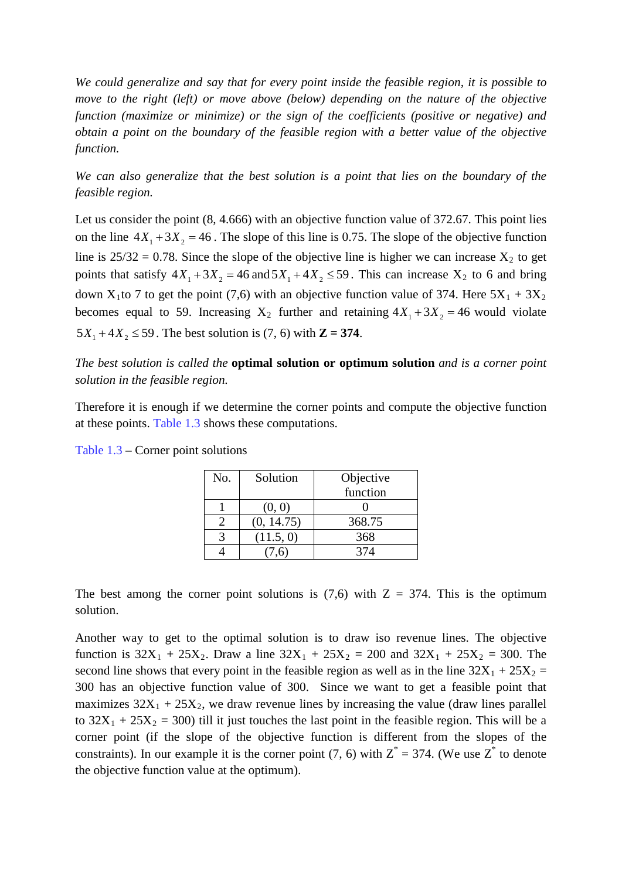*We could generalize and say that for every point inside the feasible region, it is possible to move to the right (left) or move above (below) depending on the nature of the objective function (maximize or minimize) or the sign of the coefficients (positive or negative) and obtain a point on the boundary of the feasible region with a better value of the objective function.*

*We can also generalize that the best solution is a point that lies on the boundary of the feasible region.*

Let us consider the point (8, 4.666) with an objective function value of 372.67. This point lies on the line $4X_1 + 3X_2 = 46$. The slope of this line is 0.75. The slope of the objective function line is 25/32 = 0.78. Since the slope of the objective line is higher we can increase $X_2$ to get points that satisfy $4X_1 + 3X_2 = 46$ and $5X_1 + 4X_2 \leq 59$. This can increase $X_2$ to 6 and bring down $X_1$ to 7 to get the point (7,6) with an objective function value of 374. Here $5X_1 + 3X_2$ becomes equal to 59. Increasing $X_2$ further and retaining $4X_1 + 3X_2 = 46$ would violate $5X_1 + 4X_2 \leq 59$. The best solution is (7, 6) with **Z = 374**.

*The best solution is called the* **optimal solution or optimum solution** *and is a corner point solution in the feasible region.*

Therefore it is enough if we determine the corner points and compute the objective function at these points. Table 1.3 shows these computations.

Table 1.3 – Corner point solutions

| No. | Solution | Objective function |
|---|---|---|
| 1 | (0, 0) | 0 |
| 2 | (0, 14.75) | 368.75 |
| 3 | (11.5, 0) | 368 |
| 4 | (7,6) | 374 |

The best among the corner point solutions is (7,6) with Z = 374. This is the optimum solution.

Another way to get to the optimal solution is to draw iso revenue lines. The objective function is $32X_1 + 25X_2$. Draw a line $32X_1 + 25X_2 = 200$ and $32X_1 + 25X_2 = 300$. The second line shows that every point in the feasible region as well as in the line $32X_1 + 25X_2 = 300$ has an objective function value of 300. Since we want to get a feasible point that maximizes $32X_1 + 25X_2$, we draw revenue lines by increasing the value (draw lines parallel to $32X_1 + 25X_2 = 300$) till it just touches the last point in the feasible region. This will be a corner point (if the slope of the objective function is different from the slopes of the constraints). In our example it is the corner point (7, 6) with $Z^* = 374$. (We use $Z^*$ to denote the objective function value at the optimum).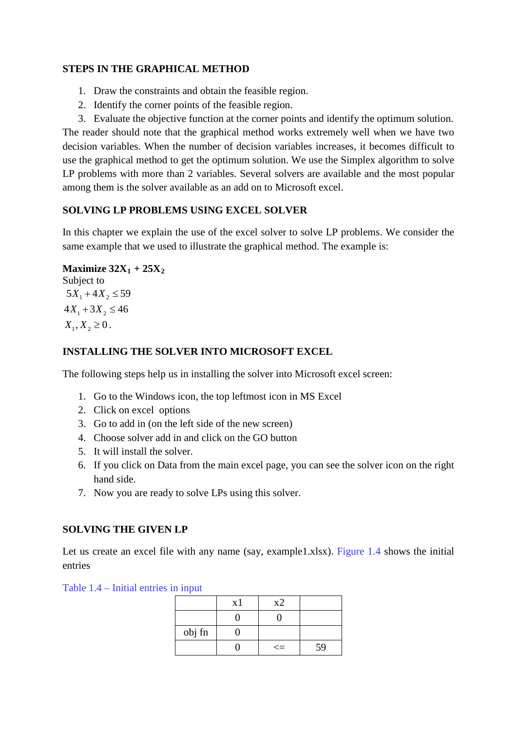**STEPS IN THE GRAPHICAL METHOD**

1. Draw the constraints and obtain the feasible region.
2. Identify the corner points of the feasible region.
3. Evaluate the objective function at the corner points and identify the optimum solution.

The reader should note that the graphical method works extremely well when we have two decision variables. When the number of decision variables increases, it becomes difficult to use the graphical method to get the optimum solution. We use the Simplex algorithm to solve LP problems with more than 2 variables. Several solvers are available and the most popular among them is the solver available as an add on to Microsoft excel.

**SOLVING LP PROBLEMS USING EXCEL SOLVER**

In this chapter we explain the use of the excel solver to solve LP problems. We consider the same example that we used to illustrate the graphical method. The example is:

**Maximize $32X_1 + 25X_2$**
Subject to

$$5X_1 + 4X_2 \leq 59$$
$$4X_1 + 3X_2 \leq 46$$
$$X_1, X_2 \geq 0.$$

**INSTALLING THE SOLVER INTO MICROSOFT EXCEL**

The following steps help us in installing the solver into Microsoft excel screen:

1. Go to the Windows icon, the top leftmost icon in MS Excel
2. Click on excel options
3. Go to add in (on the left side of the new screen)
4. Choose solver add in and click on the GO button
5. It will install the solver.
6. If you click on Data from the main excel page, you can see the solver icon on the right hand side.
7. Now you are ready to solve LPs using this solver.

**SOLVING THE GIVEN LP**

Let us create an excel file with any name (say, example1.xlsx). Figure 1.4 shows the initial entries

Table 1.4 – Initial entries in input

| | x1 | x2 | |
|---|---|---|---|
| | 0 | 0 | |
| obj fn | 0 | | |
| | 0 | <= | 59 |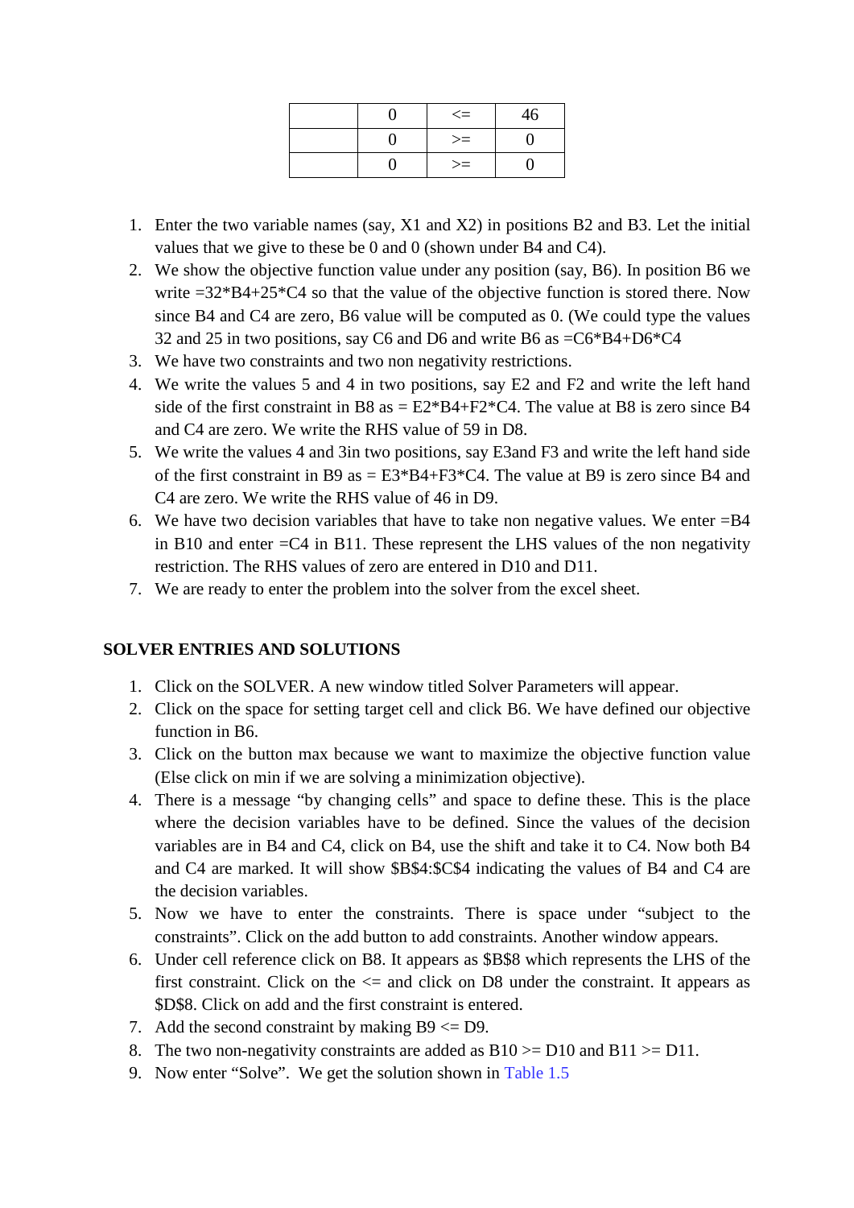| | 0 | <= | 46 |
|---|---|---|---|
| | 0 | >= | 0 |
| | 0 | >= | 0 |

1. Enter the two variable names (say, X1 and X2) in positions B2 and B3. Let the initial values that we give to these be 0 and 0 (shown under B4 and C4).
2. We show the objective function value under any position (say, B6). In position B6 we write =32*B4+25*C4 so that the value of the objective function is stored there. Now since B4 and C4 are zero, B6 value will be computed as 0. (We could type the values 32 and 25 in two positions, say C6 and D6 and write B6 as =C6*B4+D6*C4
3. We have two constraints and two non negativity restrictions.
4. We write the values 5 and 4 in two positions, say E2 and F2 and write the left hand side of the first constraint in B8 as = E2*B4+F2*C4. The value at B8 is zero since B4 and C4 are zero. We write the RHS value of 59 in D8.
5. We write the values 4 and 3in two positions, say E3and F3 and write the left hand side of the first constraint in B9 as = E3*B4+F3*C4. The value at B9 is zero since B4 and C4 are zero. We write the RHS value of 46 in D9.
6. We have two decision variables that have to take non negative values. We enter =B4 in B10 and enter =C4 in B11. These represent the LHS values of the non negativity restriction. The RHS values of zero are entered in D10 and D11.
7. We are ready to enter the problem into the solver from the excel sheet.

**SOLVER ENTRIES AND SOLUTIONS**

1. Click on the SOLVER. A new window titled Solver Parameters will appear.
2. Click on the space for setting target cell and click B6. We have defined our objective function in B6.
3. Click on the button max because we want to maximize the objective function value (Else click on min if we are solving a minimization objective).
4. There is a message "by changing cells" and space to define these. This is the place where the decision variables have to be defined. Since the values of the decision variables are in B4 and C4, click on B4, use the shift and take it to C4. Now both B4 and C4 are marked. It will show $B$4:$C$4 indicating the values of B4 and C4 are the decision variables.
5. Now we have to enter the constraints. There is space under "subject to the constraints". Click on the add button to add constraints. Another window appears.
6. Under cell reference click on B8. It appears as $B$8 which represents the LHS of the first constraint. Click on the <= and click on D8 under the constraint. It appears as $D$8. Click on add and the first constraint is entered.
7. Add the second constraint by making B9 <= D9.
8. The two non-negativity constraints are added as B10 >= D10 and B11 >= D11.
9. Now enter "Solve". We get the solution shown in Table 1.5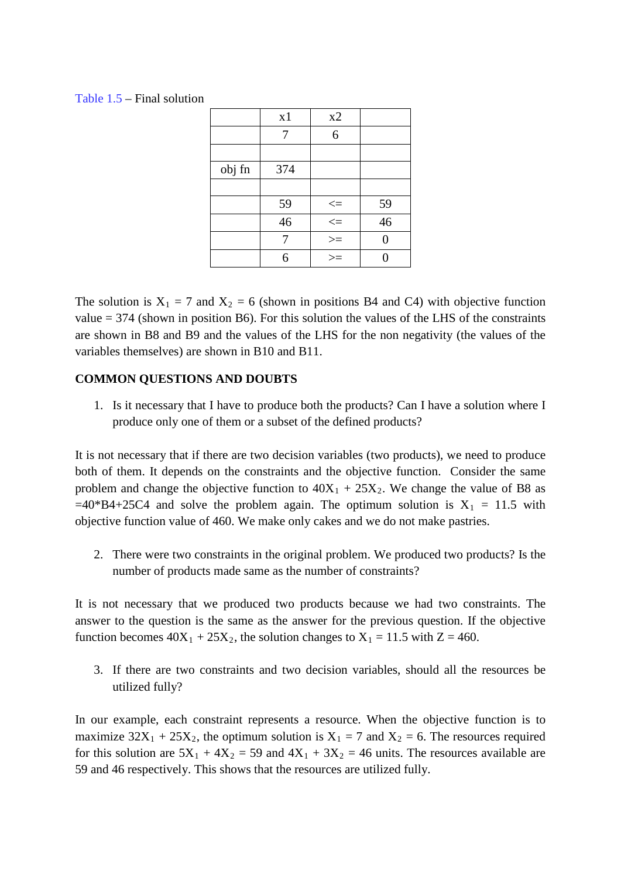Table 1.5 – Final solution

| | x1 | x2 | |
|---|---|---|---|
| | 7 | 6 | |
| | | | |
| obj fn | 374 | | |
| | | | |
| | 59 | <= | 59 |
| | 46 | <= | 46 |
| | 7 | >= | 0 |
| | 6 | >= | 0 |

The solution is $X_1 = 7$ and $X_2 = 6$ (shown in positions B4 and C4) with objective function value = 374 (shown in position B6). For this solution the values of the LHS of the constraints are shown in B8 and B9 and the values of the LHS for the non negativity (the values of the variables themselves) are shown in B10 and B11.

**COMMON QUESTIONS AND DOUBTS**

1. Is it necessary that I have to produce both the products? Can I have a solution where I produce only one of them or a subset of the defined products?

It is not necessary that if there are two decision variables (two products), we need to produce both of them. It depends on the constraints and the objective function. Consider the same problem and change the objective function to $40X_1 + 25X_2$. We change the value of B8 as =40*B4+25C4 and solve the problem again. The optimum solution is $X_1 = 11.5$ with objective function value of 460. We make only cakes and we do not make pastries.

2. There were two constraints in the original problem. We produced two products? Is the number of products made same as the number of constraints?

It is not necessary that we produced two products because we had two constraints. The answer to the question is the same as the answer for the previous question. If the objective function becomes $40X_1 + 25X_2$, the solution changes to $X_1 = 11.5$ with $Z = 460$.

3. If there are two constraints and two decision variables, should all the resources be utilized fully?

In our example, each constraint represents a resource. When the objective function is to maximize $32X_1 + 25X_2$, the optimum solution is $X_1 = 7$ and $X_2 = 6$. The resources required for this solution are $5X_1 + 4X_2 = 59$ and $4X_1 + 3X_2 = 46$ units. The resources available are 59 and 46 respectively. This shows that the resources are utilized fully.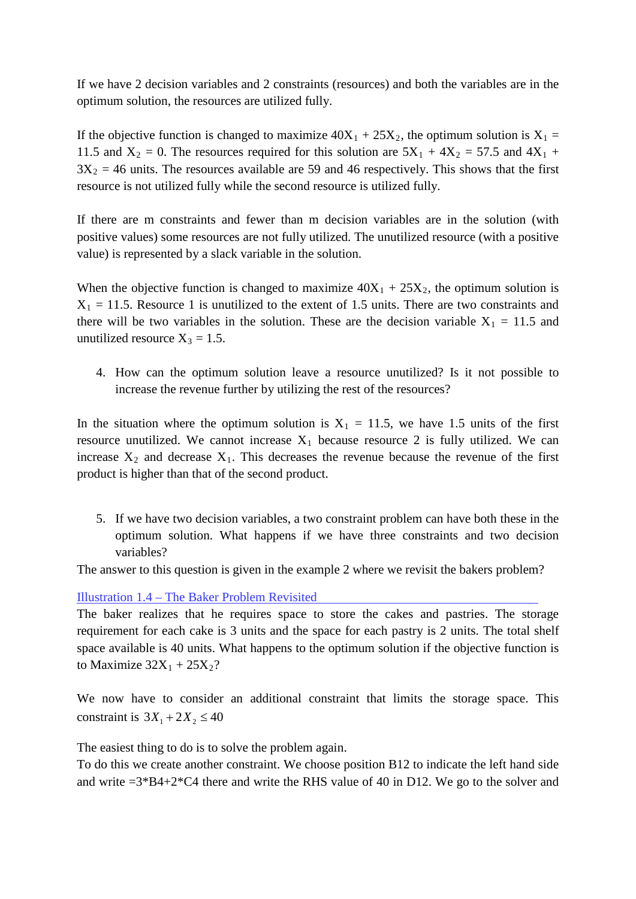If we have 2 decision variables and 2 constraints (resources) and both the variables are in the optimum solution, the resources are utilized fully.

If the objective function is changed to maximize $40X_1 + 25X_2$, the optimum solution is $X_1 = 11.5$ and $X_2 = 0$. The resources required for this solution are $5X_1 + 4X_2 = 57.5$ and $4X_1 + 3X_2 = 46$ units. The resources available are 59 and 46 respectively. This shows that the first resource is not utilized fully while the second resource is utilized fully.

If there are m constraints and fewer than m decision variables are in the solution (with positive values) some resources are not fully utilized. The unutilized resource (with a positive value) is represented by a slack variable in the solution.

When the objective function is changed to maximize $40X_1 + 25X_2$, the optimum solution is $X_1 = 11.5$. Resource 1 is unutilized to the extent of 1.5 units. There are two constraints and there will be two variables in the solution. These are the decision variable $X_1 = 11.5$ and unutilized resource $X_3 = 1.5$.

4. How can the optimum solution leave a resource unutilized? Is it not possible to increase the revenue further by utilizing the rest of the resources?

In the situation where the optimum solution is $X_1 = 11.5$, we have 1.5 units of the first resource unutilized. We cannot increase $X_1$ because resource 2 is fully utilized. We can increase $X_2$ and decrease $X_1$. This decreases the revenue because the revenue of the first product is higher than that of the second product.

5. If we have two decision variables, a two constraint problem can have both these in the optimum solution. What happens if we have three constraints and two decision variables?

The answer to this question is given in the example 2 where we revisit the bakers problem?

Illustration 1.4 – The Baker Problem Revisited

The baker realizes that he requires space to store the cakes and pastries. The storage requirement for each cake is 3 units and the space for each pastry is 2 units. The total shelf space available is 40 units. What happens to the optimum solution if the objective function is to Maximize $32X_1 + 25X_2$?

We now have to consider an additional constraint that limits the storage space. This constraint is $3X_1 + 2X_2 \leq 40$

The easiest thing to do is to solve the problem again.
To do this we create another constraint. We choose position B12 to indicate the left hand side and write =3*B4+2*C4 there and write the RHS value of 40 in D12. We go to the solver and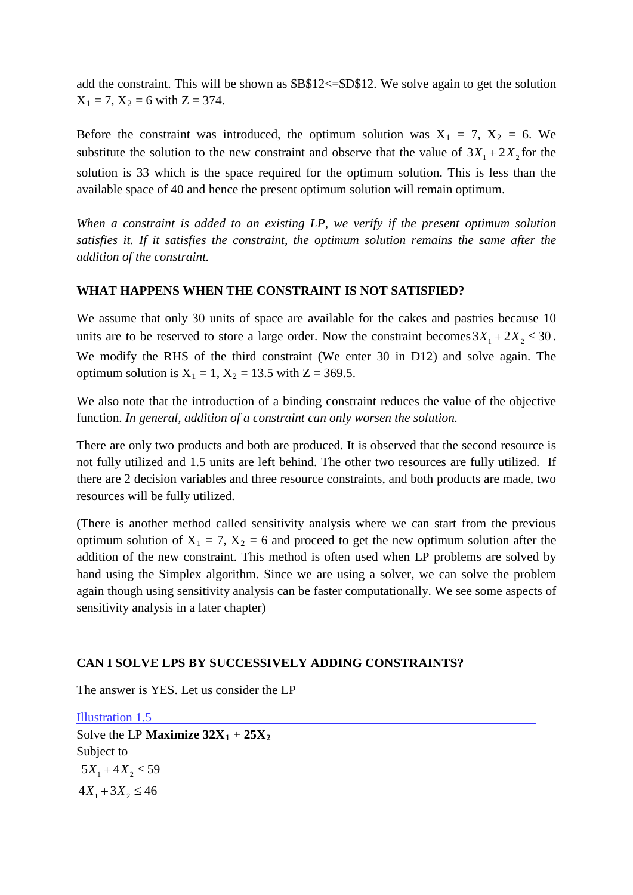add the constraint. This will be shown as $B$12<=$D$12. We solve again to get the solution $X_1 = 7$, $X_2 = 6$ with Z = 374.

Before the constraint was introduced, the optimum solution was $X_1 = 7$, $X_2 = 6$. We substitute the solution to the new constraint and observe that the value of $3X_1 + 2X_2$ for the solution is 33 which is the space required for the optimum solution. This is less than the available space of 40 and hence the present optimum solution will remain optimum.

*When a constraint is added to an existing LP, we verify if the present optimum solution satisfies it. If it satisfies the constraint, the optimum solution remains the same after the addition of the constraint.*

**WHAT HAPPENS WHEN THE CONSTRAINT IS NOT SATISFIED?**

We assume that only 30 units of space are available for the cakes and pastries because 10 units are to be reserved to store a large order. Now the constraint becomes $3X_1 + 2X_2 \leq 30$. We modify the RHS of the third constraint (We enter 30 in D12) and solve again. The optimum solution is $X_1 = 1$, $X_2 = 13.5$ with Z = 369.5.

We also note that the introduction of a binding constraint reduces the value of the objective function. *In general, addition of a constraint can only worsen the solution.*

There are only two products and both are produced. It is observed that the second resource is not fully utilized and 1.5 units are left behind. The other two resources are fully utilized. If there are 2 decision variables and three resource constraints, and both products are made, two resources will be fully utilized.

(There is another method called sensitivity analysis where we can start from the previous optimum solution of $X_1 = 7$, $X_2 = 6$ and proceed to get the new optimum solution after the addition of the new constraint. This method is often used when LP problems are solved by hand using the Simplex algorithm. Since we are using a solver, we can solve the problem again though using sensitivity analysis can be faster computationally. We see some aspects of sensitivity analysis in a later chapter)

**CAN I SOLVE LPS BY SUCCESSIVELY ADDING CONSTRAINTS?**

The answer is YES. Let us consider the LP

Illustration 1.5

Solve the LP **Maximize $32X_1 + 25X_2$**

Subject to

$5X_1 + 4X_2 \leq 59$

$4X_1 + 3X_2 \leq 46$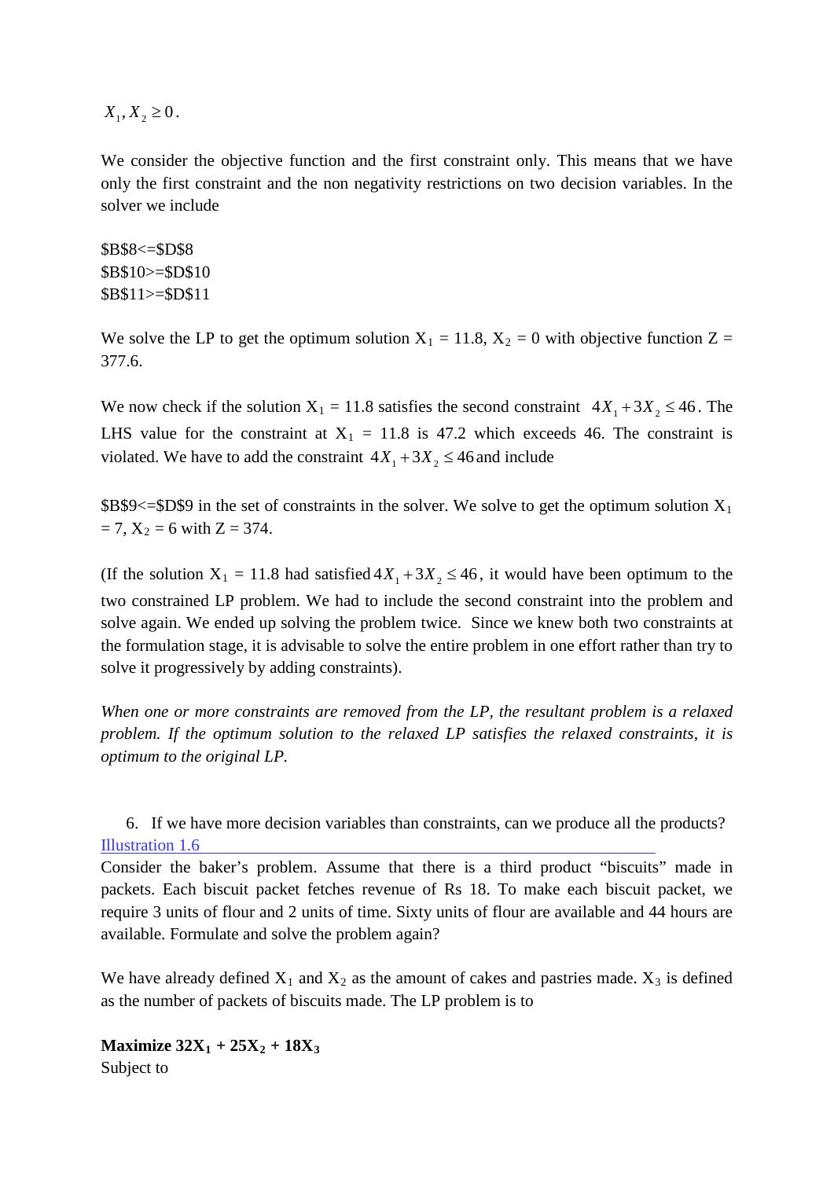$X_1, X_2 \geq 0$.

We consider the objective function and the first constraint only. This means that we have only the first constraint and the non negativity restrictions on two decision variables. In the solver we include

$B$8<=$D$8
$B$10>=$D$10
$B$11>=$D$11

We solve the LP to get the optimum solution $X_1$ = 11.8, $X_2$ = 0 with objective function Z = 377.6.

We now check if the solution $X_1$ = 11.8 satisfies the second constraint $4X_1 + 3X_2 \leq 46$. The LHS value for the constraint at $X_1$ = 11.8 is 47.2 which exceeds 46. The constraint is violated. We have to add the constraint $4X_1 + 3X_2 \leq 46$ and include

$B$9<=$D$9 in the set of constraints in the solver. We solve to get the optimum solution $X_1$ = 7, $X_2$ = 6 with Z = 374.

(If the solution $X_1$ = 11.8 had satisfied $4X_1 + 3X_2 \leq 46$, it would have been optimum to the two constrained LP problem. We had to include the second constraint into the problem and solve again. We ended up solving the problem twice. Since we knew both two constraints at the formulation stage, it is advisable to solve the entire problem in one effort rather than try to solve it progressively by adding constraints).

*When one or more constraints are removed from the LP, the resultant problem is a relaxed problem. If the optimum solution to the relaxed LP satisfies the relaxed constraints, it is optimum to the original LP.*

6. If we have more decision variables than constraints, can we produce all the products?

Illustration 1.6

Consider the baker's problem. Assume that there is a third product "biscuits" made in packets. Each biscuit packet fetches revenue of Rs 18. To make each biscuit packet, we require 3 units of flour and 2 units of time. Sixty units of flour are available and 44 hours are available. Formulate and solve the problem again?

We have already defined $X_1$ and $X_2$ as the amount of cakes and pastries made. $X_3$ is defined as the number of packets of biscuits made. The LP problem is to

**Maximize $32X_1 + 25X_2 + 18X_3$**
Subject to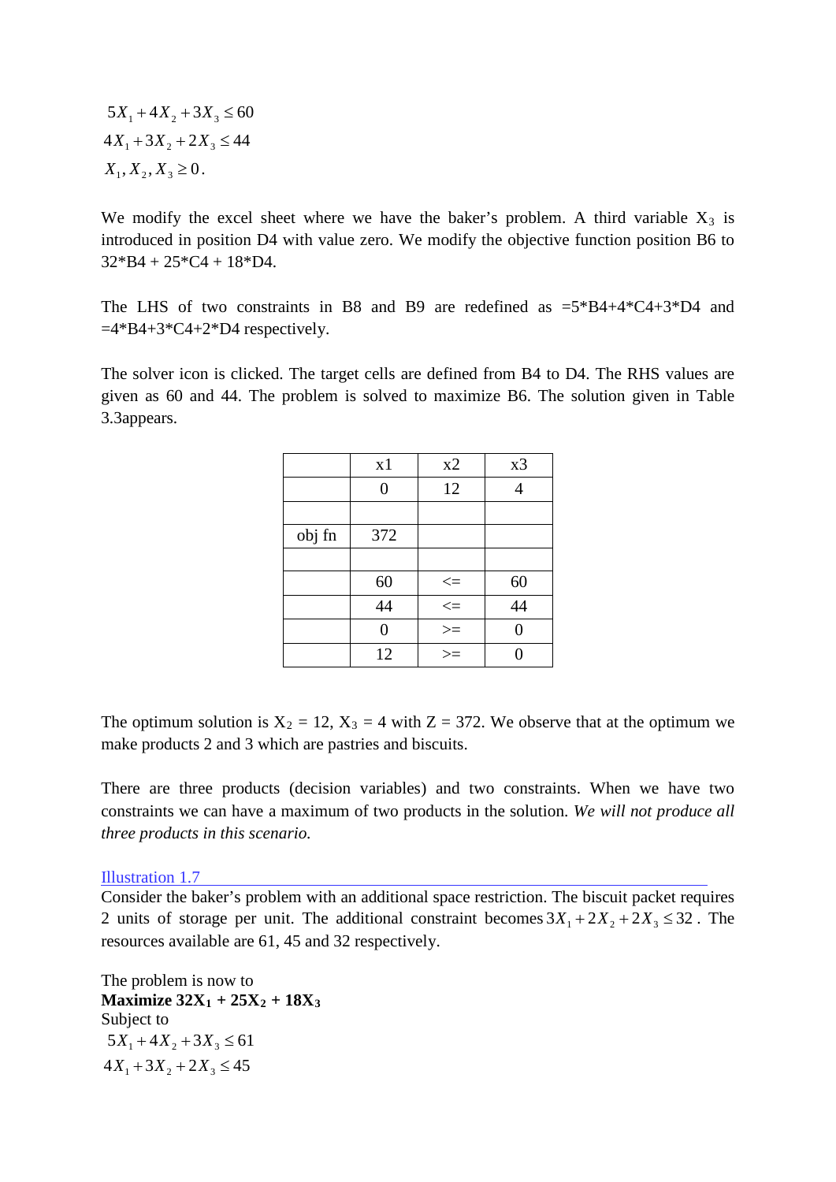$$5X_1 + 4X_2 + 3X_3 \le 60$$
$$4X_1 + 3X_2 + 2X_3 \le 44$$
$$X_1, X_2, X_3 \ge 0.$$

We modify the excel sheet where we have the baker's problem. A third variable $X_3$ is introduced in position D4 with value zero. We modify the objective function position B6 to 32*B4 + 25*C4 + 18*D4.

The LHS of two constraints in B8 and B9 are redefined as =5*B4+4*C4+3*D4 and =4*B4+3*C4+2*D4 respectively.

The solver icon is clicked. The target cells are defined from B4 to D4. The RHS values are given as 60 and 44. The problem is solved to maximize B6. The solution given in Table 3.3appears.

| | x1 | x2 | x3 |
|---|---|---|---|
| | 0 | 12 | 4 |
| | | | |
| obj fn | 372 | | |
| | | | |
| | 60 | <= | 60 |
| | 44 | <= | 44 |
| | 0 | >= | 0 |
| | 12 | >= | 0 |

The optimum solution is $X_2 = 12$, $X_3 = 4$ with Z = 372. We observe that at the optimum we make products 2 and 3 which are pastries and biscuits.

There are three products (decision variables) and two constraints. When we have two constraints we can have a maximum of two products in the solution. *We will not produce all three products in this scenario.*

Illustration 1.7

Consider the baker's problem with an additional space restriction. The biscuit packet requires 2 units of storage per unit. The additional constraint becomes $3X_1 + 2X_2 + 2X_3 \le 32$. The resources available are 61, 45 and 32 respectively.

The problem is now to

**Maximize $32X_1 + 25X_2 + 18X_3$**

Subject to

$$5X_1 + 4X_2 + 3X_3 \le 61$$
$$4X_1 + 3X_2 + 2X_3 \le 45$$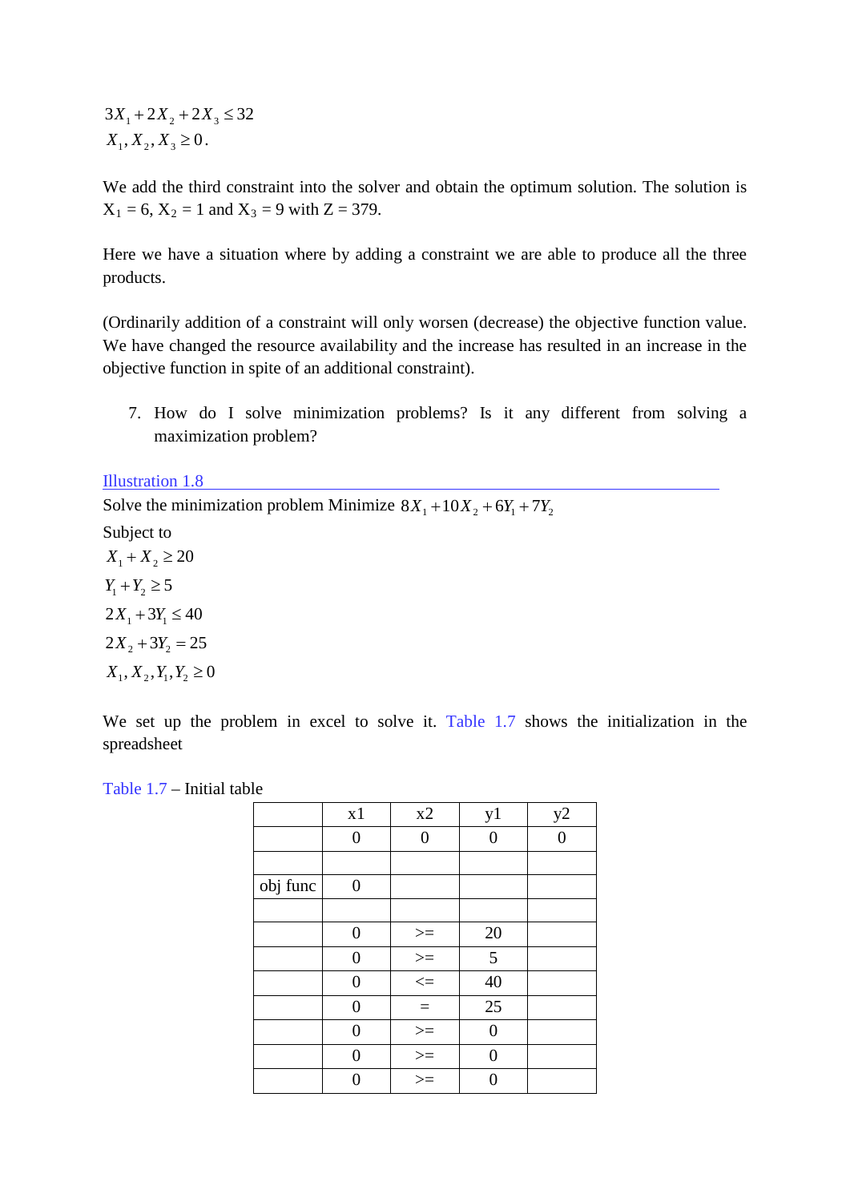$$3X_1 + 2X_2 + 2X_3 \le 32$$
$$X_1, X_2, X_3 \ge 0.$$

We add the third constraint into the solver and obtain the optimum solution. The solution is $X_1 = 6$, $X_2 = 1$ and $X_3 = 9$ with Z = 379.

Here we have a situation where by adding a constraint we are able to produce all the three products.

(Ordinarily addition of a constraint will only worsen (decrease) the objective function value. We have changed the resource availability and the increase has resulted in an increase in the objective function in spite of an additional constraint).

7. How do I solve minimization problems? Is it any different from solving a maximization problem?

### Illustration 1.8

Solve the minimization problem Minimize $8X_1 + 10X_2 + 6Y_1 + 7Y_2$

Subject to

$$X_1 + X_2 \ge 20$$
$$Y_1 + Y_2 \ge 5$$
$$2X_1 + 3Y_1 \le 40$$
$$2X_2 + 3Y_2 = 25$$
$$X_1, X_2, Y_1, Y_2 \ge 0$$

We set up the problem in excel to solve it. Table 1.7 shows the initialization in the spreadsheet

Table 1.7 – Initial table

| | x1 | x2 | y1 | y2 |
|---|---|---|---|---|
| | 0 | 0 | 0 | 0 |
| | | | | |
| obj func | 0 | | | |
| | | | | |
| | 0 | >= | 20 | |
| | 0 | >= | 5 | |
| | 0 | <= | 40 | |
| | 0 | = | 25 | |
| | 0 | >= | 0 | |
| | 0 | >= | 0 | |
| | 0 | >= | 0 | |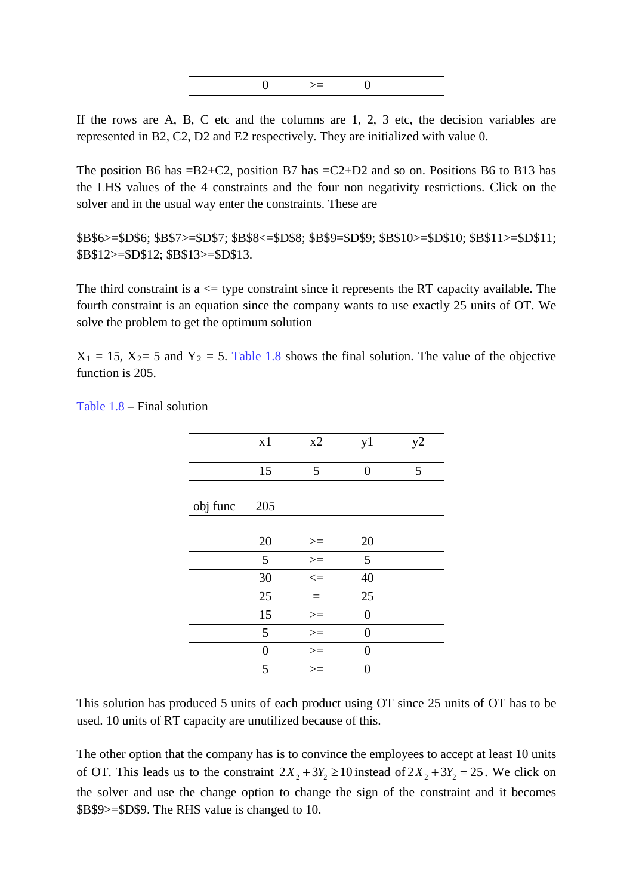|  | 0 | >= | 0 |  |
|---|---|---|---|---|

If the rows are A, B, C etc and the columns are 1, 2, 3 etc, the decision variables are represented in B2, C2, D2 and E2 respectively. They are initialized with value 0.

The position B6 has =B2+C2, position B7 has =C2+D2 and so on. Positions B6 to B13 has the LHS values of the 4 constraints and the four non negativity restrictions. Click on the solver and in the usual way enter the constraints. These are

$B$6>=$D$6; $B$7>=$D$7; $B$8<=$D$8; $B$9=$D$9; $B$10>=$D$10; $B$11>=$D$11; $B$12>=$D$12; $B$13>=$D$13.

The third constraint is a <= type constraint since it represents the RT capacity available. The fourth constraint is an equation since the company wants to use exactly 25 units of OT. We solve the problem to get the optimum solution

$X_1$ = 15, $X_2$= 5 and $Y_2$ = 5. Table 1.8 shows the final solution. The value of the objective function is 205.

Table 1.8 – Final solution

|  | x1 | x2 | y1 | y2 |
|---|---|---|---|---|
|  | 15 | 5 | 0 | 5 |
|  |  |  |  |  |
| obj func | 205 |  |  |  |
|  |  |  |  |  |
|  | 20 | >= | 20 |  |
|  | 5 | >= | 5 |  |
|  | 30 | <= | 40 |  |
|  | 25 | = | 25 |  |
|  | 15 | >= | 0 |  |
|  | 5 | >= | 0 |  |
|  | 0 | >= | 0 |  |
|  | 5 | >= | 0 |  |

This solution has produced 5 units of each product using OT since 25 units of OT has to be used. 10 units of RT capacity are unutilized because of this.

The other option that the company has is to convince the employees to accept at least 10 units of OT. This leads us to the constraint $2X_2 + 3Y_2 \geq 10$ instead of $2X_2 + 3Y_2 = 25$. We click on the solver and use the change option to change the sign of the constraint and it becomes $B$9>=$D$9. The RHS value is changed to 10.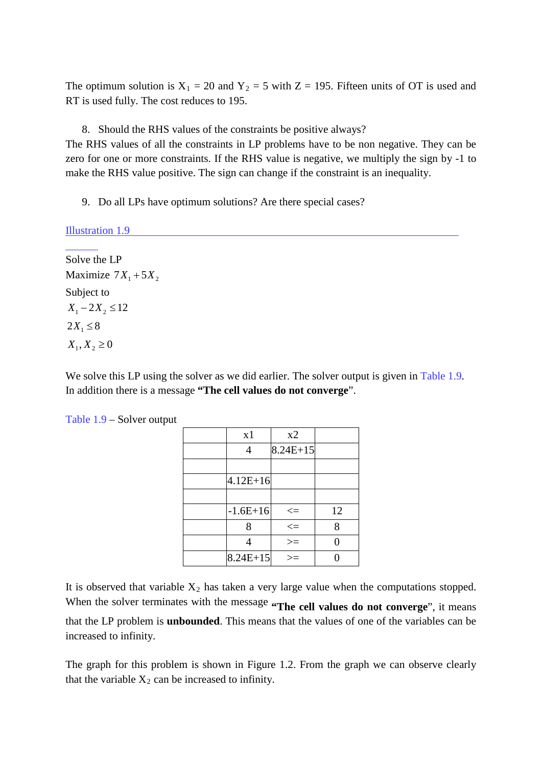The optimum solution is $X_1$ = 20 and $Y_2$ = 5 with Z = 195. Fifteen units of OT is used and RT is used fully. The cost reduces to 195.

8. Should the RHS values of the constraints be positive always?

The RHS values of all the constraints in LP problems have to be non negative. They can be zero for one or more constraints. If the RHS value is negative, we multiply the sign by -1 to make the RHS value positive. The sign can change if the constraint is an inequality.

9. Do all LPs have optimum solutions? Are there special cases?

Illustration 1.9

Solve the LP

Maximize $7X_1 + 5X_2$

Subject to

$X_1 - 2X_2 \leq 12$

$2X_1 \leq 8$

$X_1, X_2 \geq 0$

We solve this LP using the solver as we did earlier. The solver output is given in Table 1.9. In addition there is a message **"The cell values do not converge"**.

Table 1.9 – Solver output

| | x1 | x2 | |
|---|---|---|---|
| | 4 | 8.24E+15 | |
| | | | |
| | 4.12E+16 | | |
| | | | |
| | -1.6E+16 | <= | 12 |
| | 8 | <= | 8 |
| | 4 | >= | 0 |
| | 8.24E+15 | >= | 0 |

It is observed that variable $X_2$ has taken a very large value when the computations stopped. When the solver terminates with the message **"The cell values do not converge"**, it means that the LP problem is **unbounded**. This means that the values of one of the variables can be increased to infinity.

The graph for this problem is shown in Figure 1.2. From the graph we can observe clearly that the variable $X_2$ can be increased to infinity.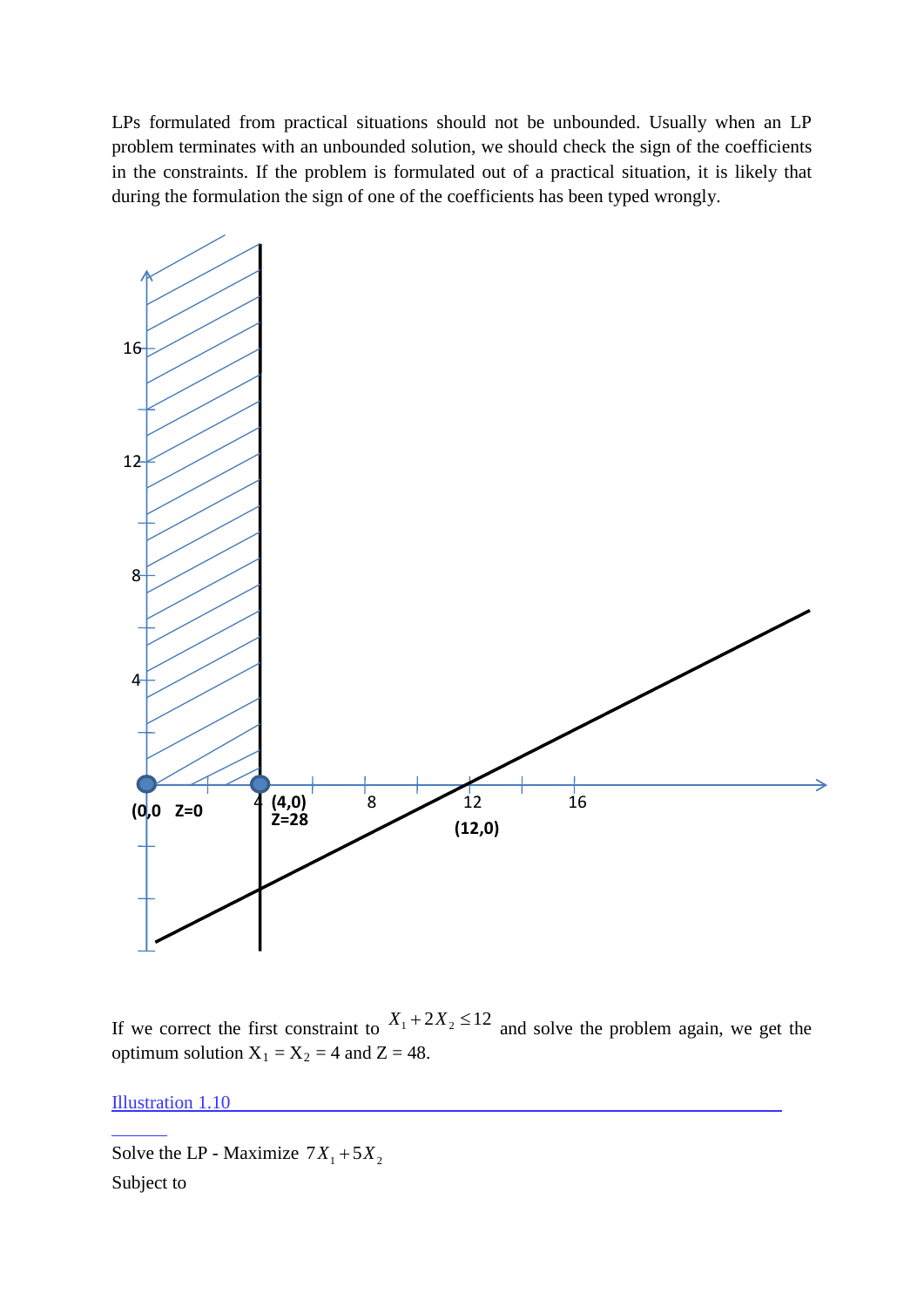LPs formulated from practical situations should not be unbounded. Usually when an LP problem terminates with an unbounded solution, we should check the sign of the coefficients in the constraints. If the problem is formulated out of a practical situation, it is likely that during the formulation the sign of one of the coefficients has been typed wrongly.

If we correct the first constraint to $X_1 + 2X_2 \leq 12$ and solve the problem again, we get the optimum solution $X_1 = X_2 = 4$ and Z = 48.

Illustration 1.10

Solve the LP - Maximize $7X_1 + 5X_2$

Subject to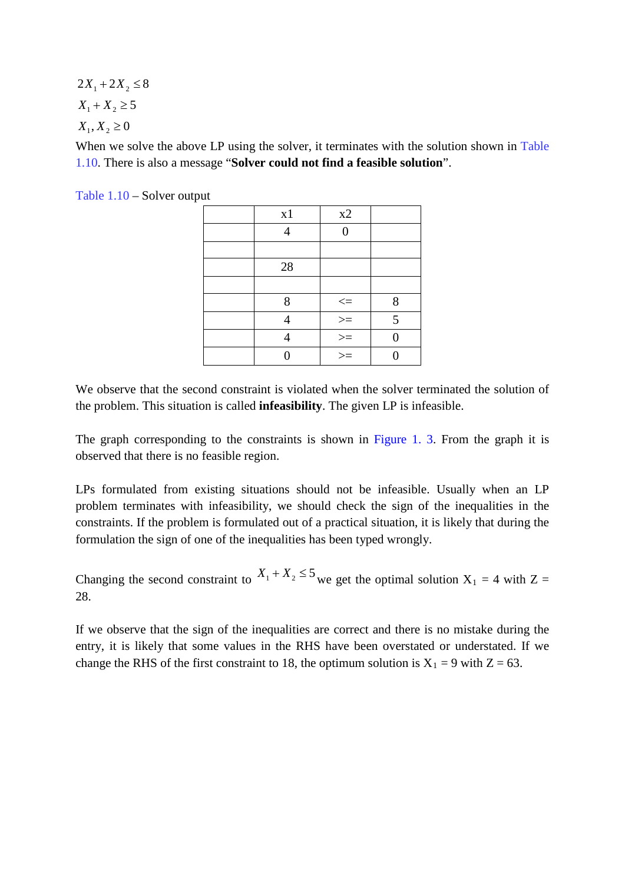$$2X_1 + 2X_2 \leq 8$$
$$X_1 + X_2 \geq 5$$
$$X_1, X_2 \geq 0$$

When we solve the above LP using the solver, it terminates with the solution shown in Table 1.10. There is also a message "**Solver could not find a feasible solution**".

Table 1.10 – Solver output

| | x1 | x2 | |
|---|---|---|---|
| | 4 | 0 | |
| | | | |
| | 28 | | |
| | | | |
| | 8 | <= | 8 |
| | 4 | >= | 5 |
| | 4 | >= | 0 |
| | 0 | >= | 0 |

We observe that the second constraint is violated when the solver terminated the solution of the problem. This situation is called **infeasibility**. The given LP is infeasible.

The graph corresponding to the constraints is shown in Figure 1. 3. From the graph it is observed that there is no feasible region.

LPs formulated from existing situations should not be infeasible. Usually when an LP problem terminates with infeasibility, we should check the sign of the inequalities in the constraints. If the problem is formulated out of a practical situation, it is likely that during the formulation the sign of one of the inequalities has been typed wrongly.

Changing the second constraint to $X_1 + X_2 \leq 5$ we get the optimal solution $X_1 = 4$ with Z = 28.

If we observe that the sign of the inequalities are correct and there is no mistake during the entry, it is likely that some values in the RHS have been overstated or understated. If we change the RHS of the first constraint to 18, the optimum solution is $X_1 = 9$ with Z = 63.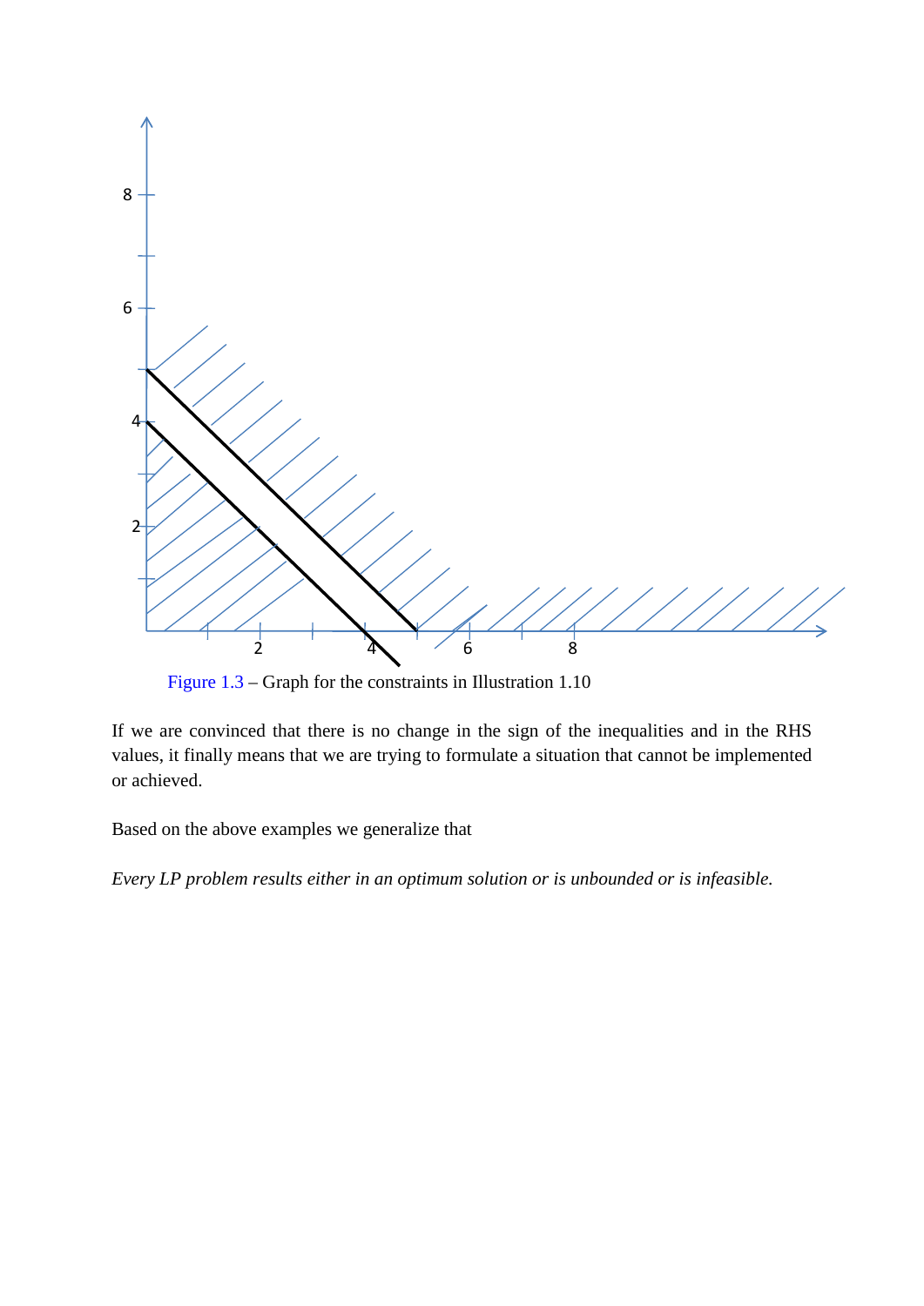8

6

4

2

2

4

6

8

Figure 1.3 – Graph for the constraints in Illustration 1.10

If we are convinced that there is no change in the sign of the inequalities and in the RHS values, it finally means that we are trying to formulate a situation that cannot be implemented or achieved.

Based on the above examples we generalize that

*Every LP problem results either in an optimum solution or is unbounded or is infeasible.*